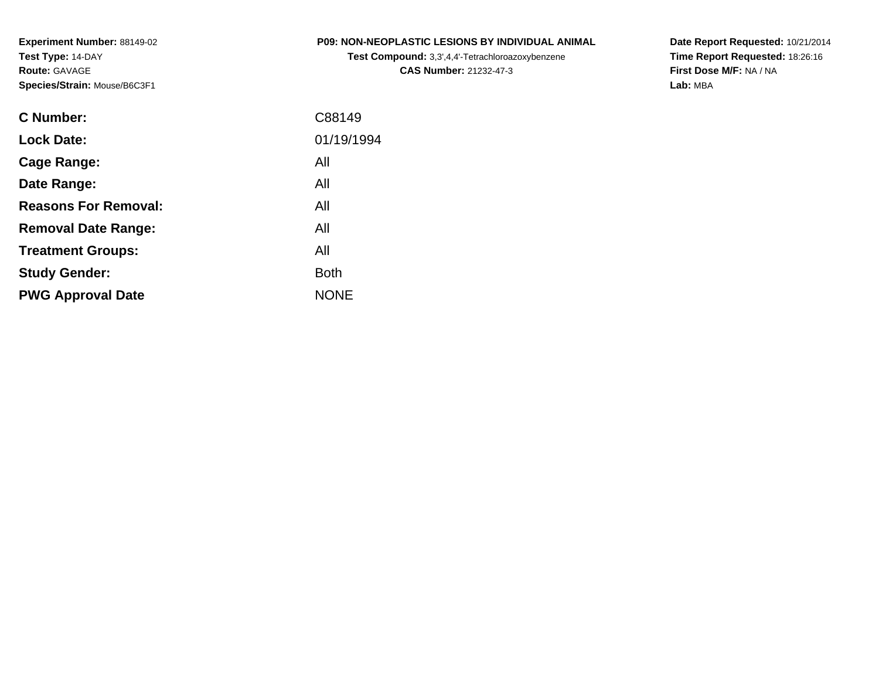**Experiment Number:** 88149-02
**Test Type:** 14-DAY
**Route:** GAVAGE
**Species/Strain:** Mouse/B6C3F1

**P09: NON-NEOPLASTIC LESIONS BY INDIVIDUAL ANIMAL**
**Test Compound:** 3,3',4,4'-Tetrachloroazoxybenzene
**CAS Number:** 21232-47-3

**Date Report Requested:** 10/21/2014
**Time Report Requested:** 18:26:16
**First Dose M/F:** NA / NA
**Lab:** MBA

| | |
|---|---|
| **C Number:** | C88149 |
| **Lock Date:** | 01/19/1994 |
| **Cage Range:** | All |
| **Date Range:** | All |
| **Reasons For Removal:** | All |
| **Removal Date Range:** | All |
| **Treatment Groups:** | All |
| **Study Gender:** | Both |
| **PWG Approval Date** | NONE |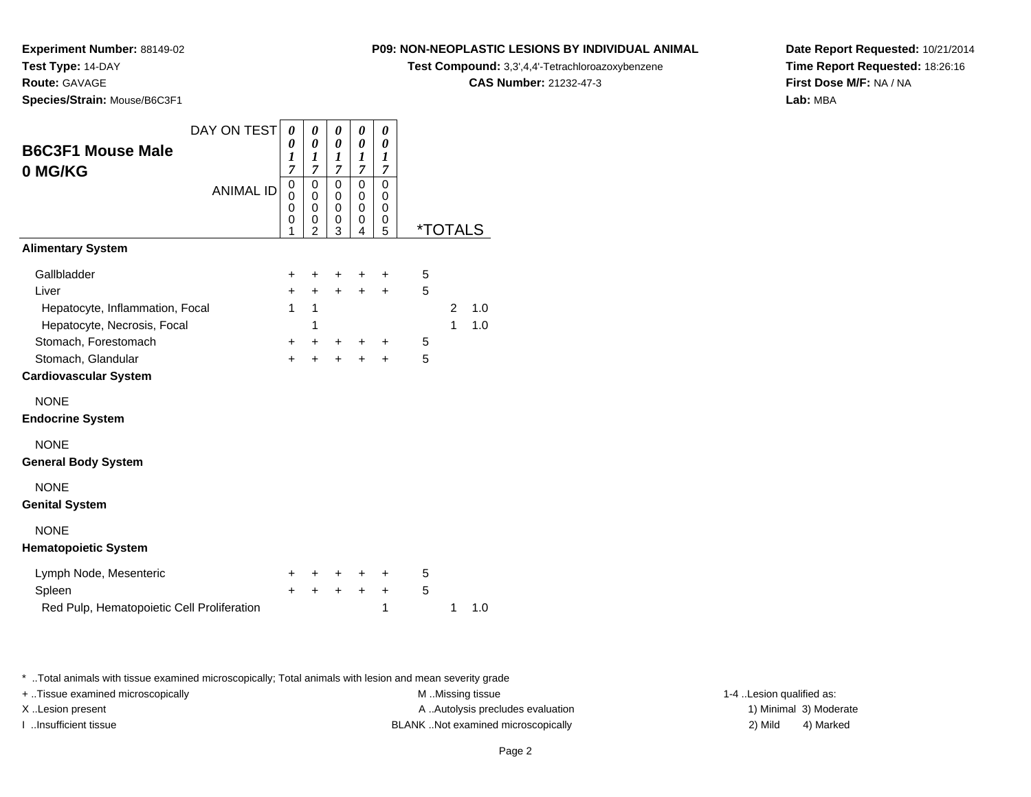**Experiment Number:** 88149-02
**Test Type:** 14-DAY
**Route:** GAVAGE
**Species/Strain:** Mouse/B6C3F1

**P09: NON-NEOPLASTIC LESIONS BY INDIVIDUAL ANIMAL**
**Test Compound:** 3,3',4,4'-Tetrachloroazoxybenzene
**CAS Number:** 21232-47-3

**Date Report Requested:** 10/21/2014
**Time Report Requested:** 18:26:16
**First Dose M/F:** NA / NA
**Lab:** MBA

## B6C3F1 Mouse Male 0 MG/KG

| DAY ON TEST | 0017 | 0017 | 0017 | 0017 | 0017 | *TOTALS | | |
|---|---|---|---|---|---|---|---|---|
| ANIMAL ID | 00001 | 00002 | 00003 | 00004 | 00005 | | | |
| **Alimentary System** | | | | | | | | |
| Gallbladder | + | + | + | + | + | 5 | | |
| Liver | + | + | + | + | + | 5 | | |
| Hepatocyte, Inflammation, Focal | 1 | 1 | | | | | 2 | 1.0 |
| Hepatocyte, Necrosis, Focal | | 1 | | | | | 1 | 1.0 |
| Stomach, Forestomach | + | + | + | + | + | 5 | | |
| Stomach, Glandular | + | + | + | + | + | 5 | | |
| **Cardiovascular System** | | | | | | | | |
| NONE | | | | | | | | |
| **Endocrine System** | | | | | | | | |
| NONE | | | | | | | | |
| **General Body System** | | | | | | | | |
| NONE | | | | | | | | |
| **Genital System** | | | | | | | | |
| NONE | | | | | | | | |
| **Hematopoietic System** | | | | | | | | |
| Lymph Node, Mesenteric | + | + | + | + | + | 5 | | |
| Spleen | + | + | + | + | + | 5 | | |
| Red Pulp, Hematopoietic Cell Proliferation | | | | | 1 | | 1 | 1.0 |

* ..Total animals with tissue examined microscopically; Total animals with lesion and mean severity grade

+ ..Tissue examined microscopically
X ..Lesion present
I ..Insufficient tissue

M ..Missing tissue
A ..Autolysis precludes evaluation
BLANK ..Not examined microscopically

1-4 ..Lesion qualified as:
1) Minimal 3) Moderate
2) Mild 4) Marked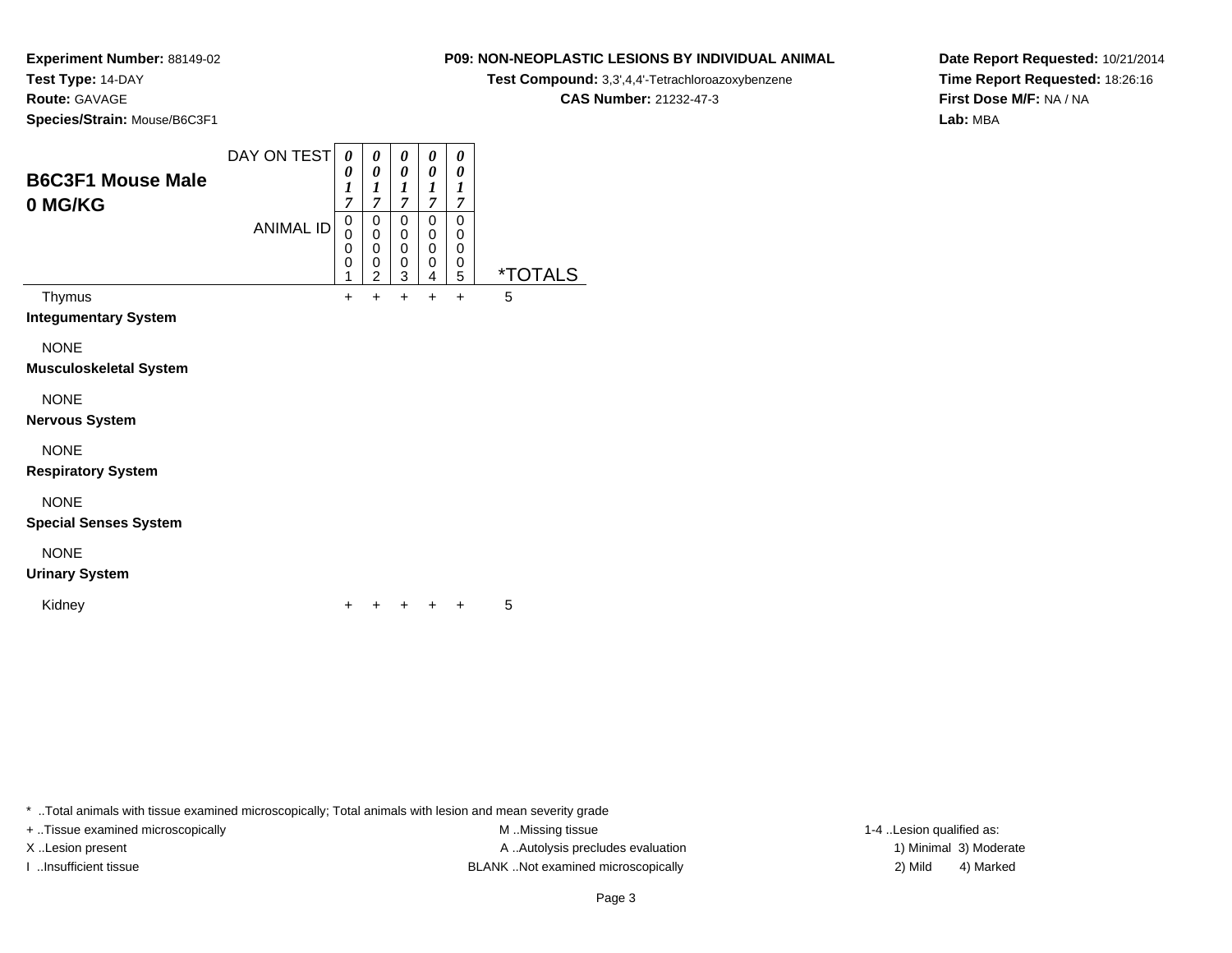**Experiment Number:** 88149-02
**Test Type:** 14-DAY
**Route:** GAVAGE
**Species/Strain:** Mouse/B6C3F1

**P09: NON-NEOPLASTIC LESIONS BY INDIVIDUAL ANIMAL**
**Test Compound:** 3,3',4,4'-Tetrachloroazoxybenzene
**CAS Number:** 21232-47-3

**Date Report Requested:** 10/21/2014
**Time Report Requested:** 18:26:16
**First Dose M/F:** NA / NA
**Lab:** MBA

## B6C3F1 Mouse Male 0 MG/KG

| DAY ON TEST | 0017 | 0017 | 0017 | 0017 | 0017 | |
|---|---|---|---|---|---|---|
| **ANIMAL ID** | 00001 | 00002 | 00003 | 00004 | 00005 | ***TOTALS** |
| Thymus | + | + | + | + | + | 5 |
| **Integumentary System** | | | | | | |
| NONE | | | | | | |
| **Musculoskeletal System** | | | | | | |
| NONE | | | | | | |
| **Nervous System** | | | | | | |
| NONE | | | | | | |
| **Respiratory System** | | | | | | |
| NONE | | | | | | |
| **Special Senses System** | | | | | | |
| NONE | | | | | | |
| **Urinary System** | | | | | | |
| Kidney | + | + | + | + | + | 5 |

* ..Total animals with tissue examined microscopically; Total animals with lesion and mean severity grade
+ ..Tissue examined microscopically
X ..Lesion present
I ..Insufficient tissue
M ..Missing tissue
A ..Autolysis precludes evaluation
BLANK ..Not examined microscopically
1-4 ..Lesion qualified as:
1) Minimal 2) Mild 3) Moderate 4) Marked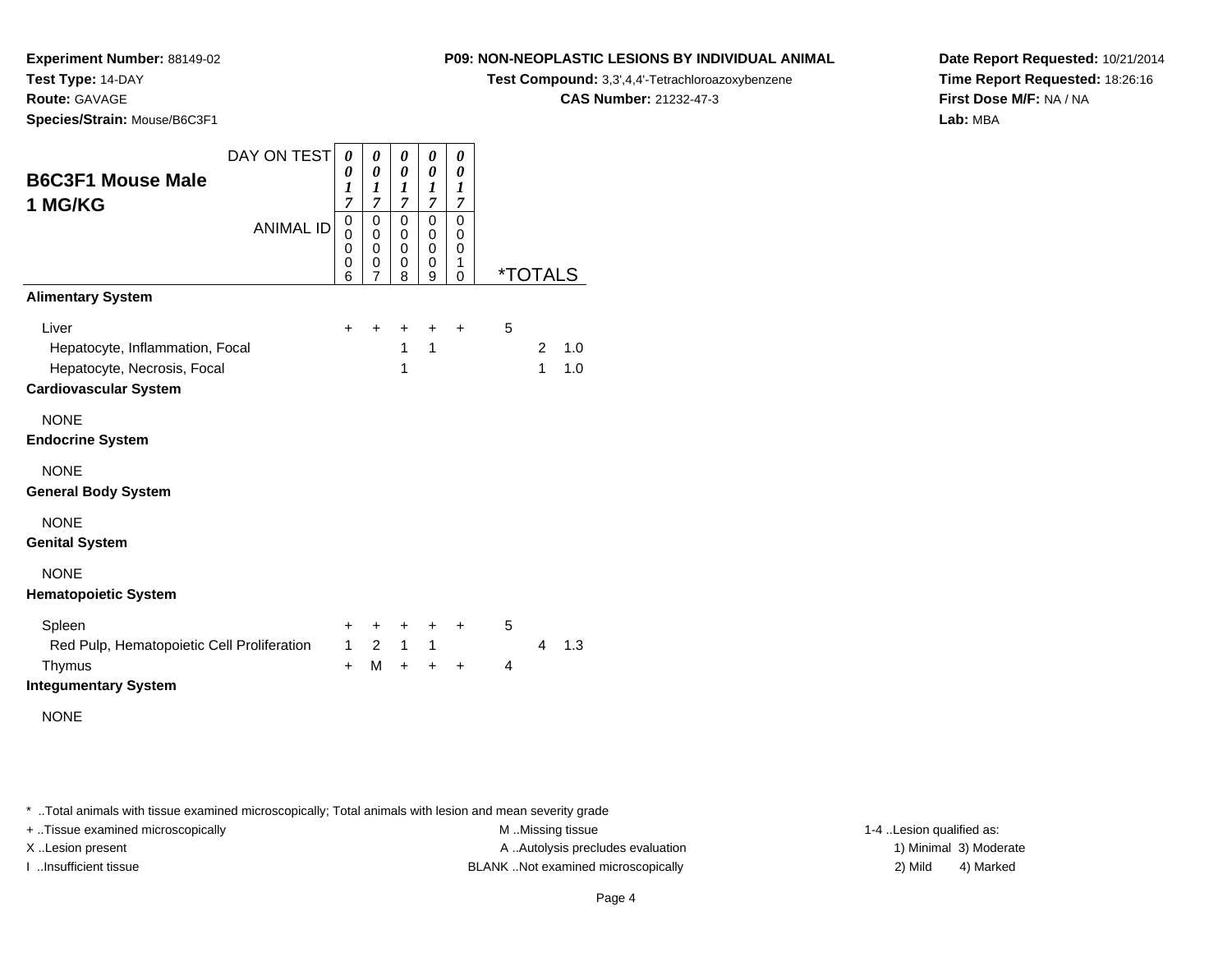**Experiment Number:** 88149-02
**Test Type:** 14-DAY
**Route:** GAVAGE
**Species/Strain:** Mouse/B6C3F1

**P09: NON-NEOPLASTIC LESIONS BY INDIVIDUAL ANIMAL**
**Test Compound:** 3,3',4,4'-Tetrachloroazoxybenzene
**CAS Number:** 21232-47-3

**Date Report Requested:** 10/21/2014
**Time Report Requested:** 18:26:16
**First Dose M/F:** NA / NA
**Lab:** MBA

## B6C3F1 Mouse Male 1 MG/KG

| DAY ON TEST | 0017 | 0017 | 0017 | 0017 | 0017 | *TOTALS | | |
|---|---|---|---|---|---|---|---|---|
| ANIMAL ID | 00006 | 00007 | 00008 | 00009 | 00010 | | | |
| **Alimentary System** | | | | | | | | |
| Liver | + | + | + | + | + | 5 | | |
| Hepatocyte, Inflammation, Focal | | | 1 | 1 | | | 2 | 1.0 |
| Hepatocyte, Necrosis, Focal | | | 1 | | | | 1 | 1.0 |
| **Cardiovascular System** | | | | | | | | |
| NONE | | | | | | | | |
| **Endocrine System** | | | | | | | | |
| NONE | | | | | | | | |
| **General Body System** | | | | | | | | |
| NONE | | | | | | | | |
| **Genital System** | | | | | | | | |
| NONE | | | | | | | | |
| **Hematopoietic System** | | | | | | | | |
| Spleen | + | + | + | + | + | 5 | | |
| Red Pulp, Hematopoietic Cell Proliferation | 1 | 2 | 1 | 1 | | | 4 | 1.3 |
| Thymus | + | M | + | + | + | 4 | | |
| **Integumentary System** | | | | | | | | |
| NONE | | | | | | | | |

* ..Total animals with tissue examined microscopically; Total animals with lesion and mean severity grade
+ ..Tissue examined microscopically
X ..Lesion present
I ..Insufficient tissue
M ..Missing tissue
A ..Autolysis precludes evaluation
BLANK ..Not examined microscopically
1-4 ..Lesion qualified as:
1) Minimal 3) Moderate
2) Mild 4) Marked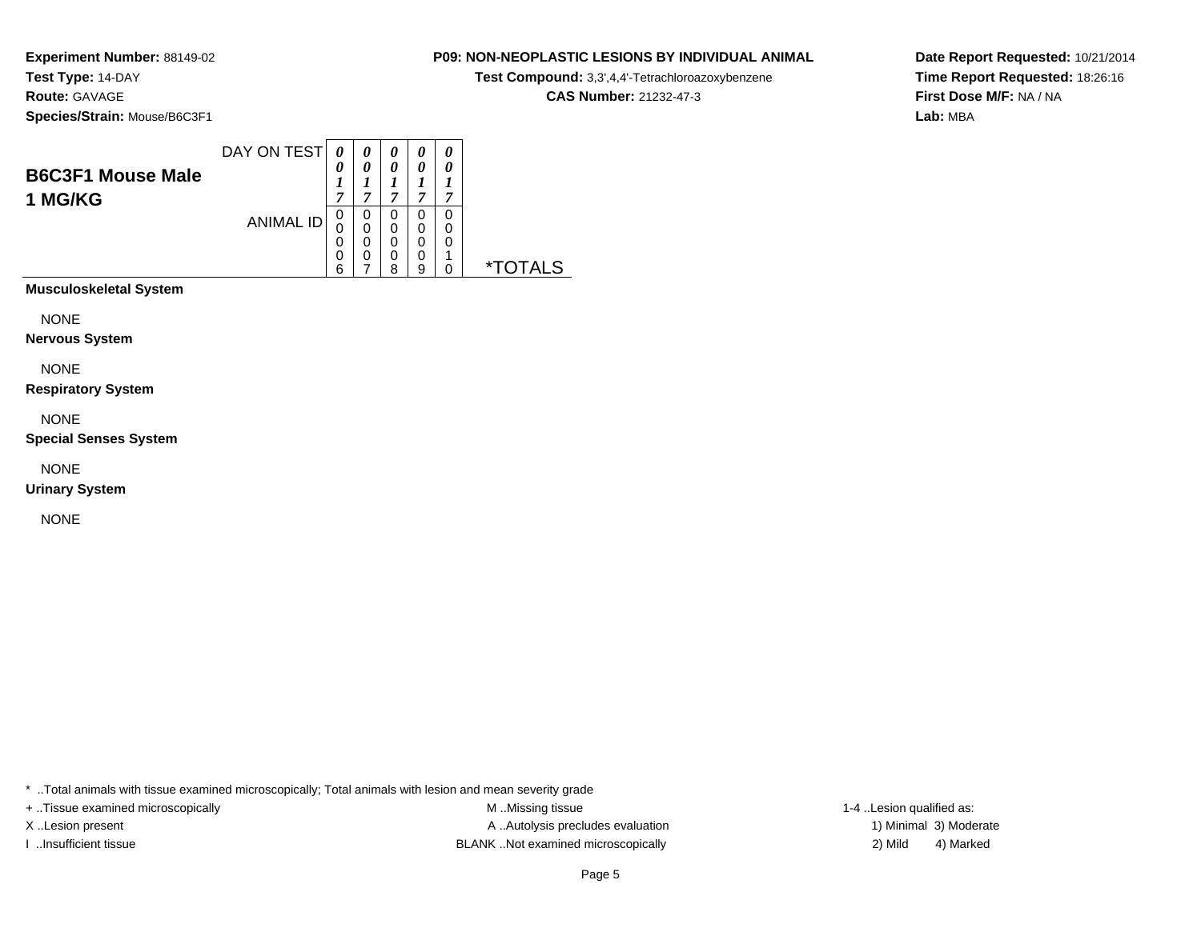**Experiment Number:** 88149-02
**Test Type:** 14-DAY
**Route:** GAVAGE
**Species/Strain:** Mouse/B6C3F1

**P09: NON-NEOPLASTIC LESIONS BY INDIVIDUAL ANIMAL**
**Test Compound:** 3,3',4,4'-Tetrachloroazoxybenzene
**CAS Number:** 21232-47-3

**Date Report Requested:** 10/21/2014
**Time Report Requested:** 18:26:16
**First Dose M/F:** NA / NA
**Lab:** MBA

## B6C3F1 Mouse Male
## 1 MG/KG

| | | | | | | |
|---|---|---|---|---|---|---|
| DAY ON TEST | 0017 | 0017 | 0017 | 0017 | 0017 | |
| ANIMAL ID | 00006 | 00007 | 00008 | 00009 | 00010 | *TOTALS |

**Musculoskeletal System**

NONE

**Nervous System**

NONE

**Respiratory System**

NONE

**Special Senses System**

NONE

**Urinary System**

NONE

* ..Total animals with tissue examined microscopically; Total animals with lesion and mean severity grade
+ ..Tissue examined microscopically
X ..Lesion present
I ..Insufficient tissue
M ..Missing tissue
A ..Autolysis precludes evaluation
BLANK ..Not examined microscopically
1-4 ..Lesion qualified as:
1) Minimal 2) Mild 3) Moderate 4) Marked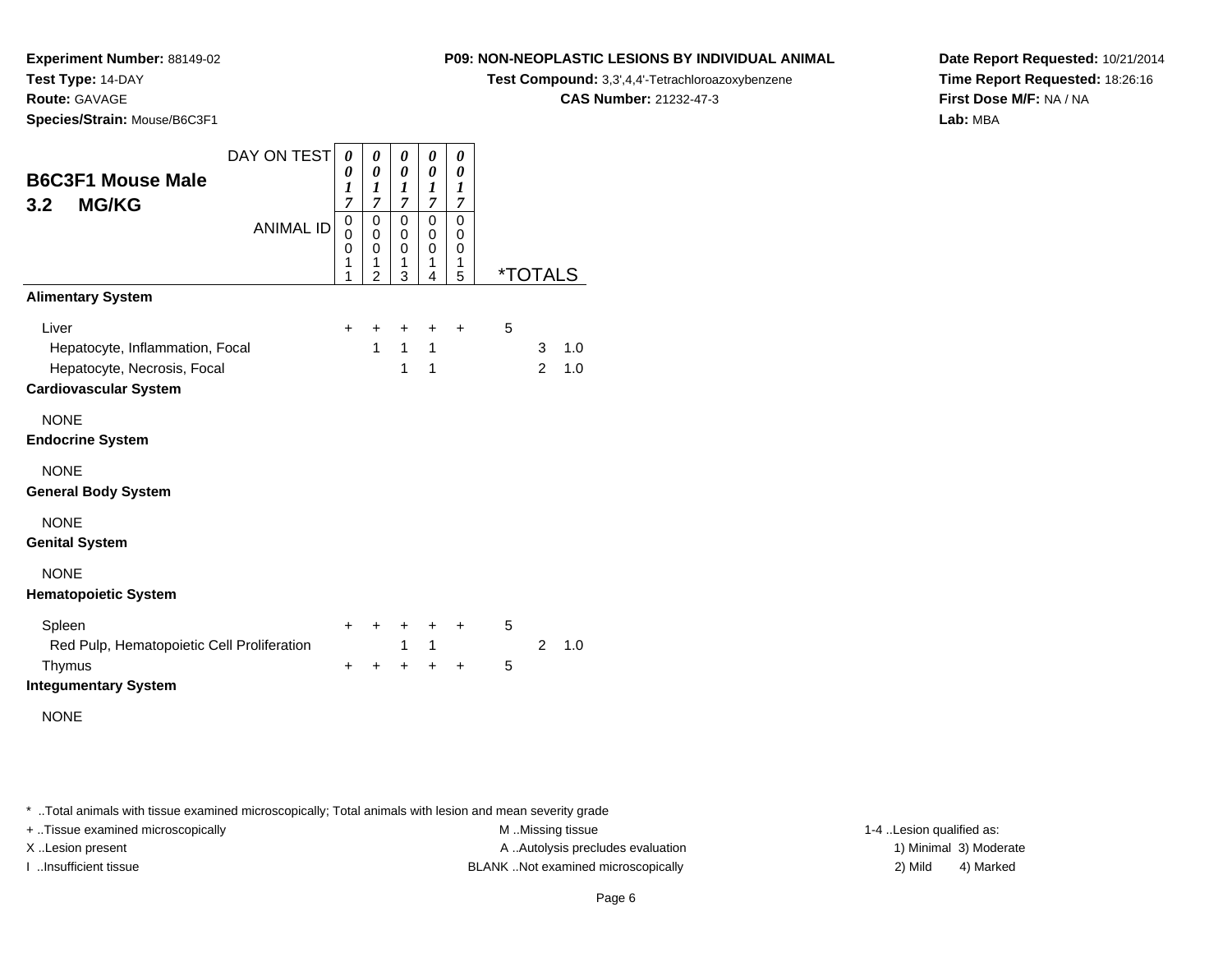**Experiment Number:** 88149-02
**Test Type:** 14-DAY
**Route:** GAVAGE
**Species/Strain:** Mouse/B6C3F1

**P09: NON-NEOPLASTIC LESIONS BY INDIVIDUAL ANIMAL**
**Test Compound:** 3,3',4,4'-Tetrachloroazoxybenzene
**CAS Number:** 21232-47-3

**Date Report Requested:** 10/21/2014
**Time Report Requested:** 18:26:16
**First Dose M/F:** NA / NA
**Lab:** MBA

## B6C3F1 Mouse Male 3.2 MG/KG

| DAY ON TEST | 0017 | 0017 | 0017 | 0017 | 0017 | *TOTALS | | |
|---|---|---|---|---|---|---|---|---|
| ANIMAL ID | 00011 | 00012 | 00013 | 00014 | 00015 | | | |
| **Alimentary System** | | | | | | | | |
| Liver | + | + | + | + | + | 5 | | |
| Hepatocyte, Inflammation, Focal | | 1 | 1 | 1 | | | 3 | 1.0 |
| Hepatocyte, Necrosis, Focal | | | 1 | 1 | | | 2 | 1.0 |
| **Cardiovascular System** | | | | | | | | |
| NONE | | | | | | | | |
| **Endocrine System** | | | | | | | | |
| NONE | | | | | | | | |
| **General Body System** | | | | | | | | |
| NONE | | | | | | | | |
| **Genital System** | | | | | | | | |
| NONE | | | | | | | | |
| **Hematopoietic System** | | | | | | | | |
| Spleen | + | + | + | + | + | 5 | | |
| Red Pulp, Hematopoietic Cell Proliferation | | | 1 | 1 | | | 2 | 1.0 |
| Thymus | + | + | + | + | + | 5 | | |
| **Integumentary System** | | | | | | | | |
| NONE | | | | | | | | |

* ..Total animals with tissue examined microscopically; Total animals with lesion and mean severity grade

+ ..Tissue examined microscopically
X ..Lesion present
I ..Insufficient tissue

M ..Missing tissue
A ..Autolysis precludes evaluation
BLANK ..Not examined microscopically

1-4 ..Lesion qualified as:
1) Minimal 3) Moderate
2) Mild 4) Marked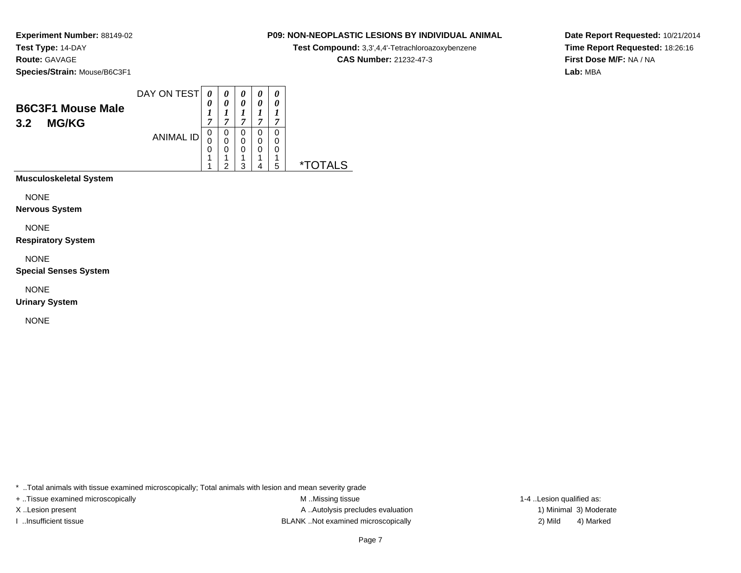**Experiment Number:** 88149-02
**Test Type:** 14-DAY
**Route:** GAVAGE
**Species/Strain:** Mouse/B6C3F1

**P09: NON-NEOPLASTIC LESIONS BY INDIVIDUAL ANIMAL**
**Test Compound:** 3,3',4,4'-Tetrachloroazoxybenzene
**CAS Number:** 21232-47-3

**Date Report Requested:** 10/21/2014
**Time Report Requested:** 18:26:16
**First Dose M/F:** NA / NA
**Lab:** MBA

## B6C3F1 Mouse Male
## 3.2 MG/KG

| DAY ON TEST | 0017 | 0017 | 0017 | 0017 | 0017 | |
|---|---|---|---|---|---|---|
| ANIMAL ID | 00011 | 00012 | 00013 | 00014 | 00015 | *TOTALS |
| **Musculoskeletal System** | | | | | | |
| NONE | | | | | | |
| **Nervous System** | | | | | | |
| NONE | | | | | | |
| **Respiratory System** | | | | | | |
| NONE | | | | | | |
| **Special Senses System** | | | | | | |
| NONE | | | | | | |
| **Urinary System** | | | | | | |
| NONE | | | | | | |

* ..Total animals with tissue examined microscopically; Total animals with lesion and mean severity grade
+ ..Tissue examined microscopically
X ..Lesion present
I ..Insufficient tissue

M ..Missing tissue
A ..Autolysis precludes evaluation
BLANK ..Not examined microscopically

1-4 ..Lesion qualified as:
1) Minimal 3) Moderate
2) Mild 4) Marked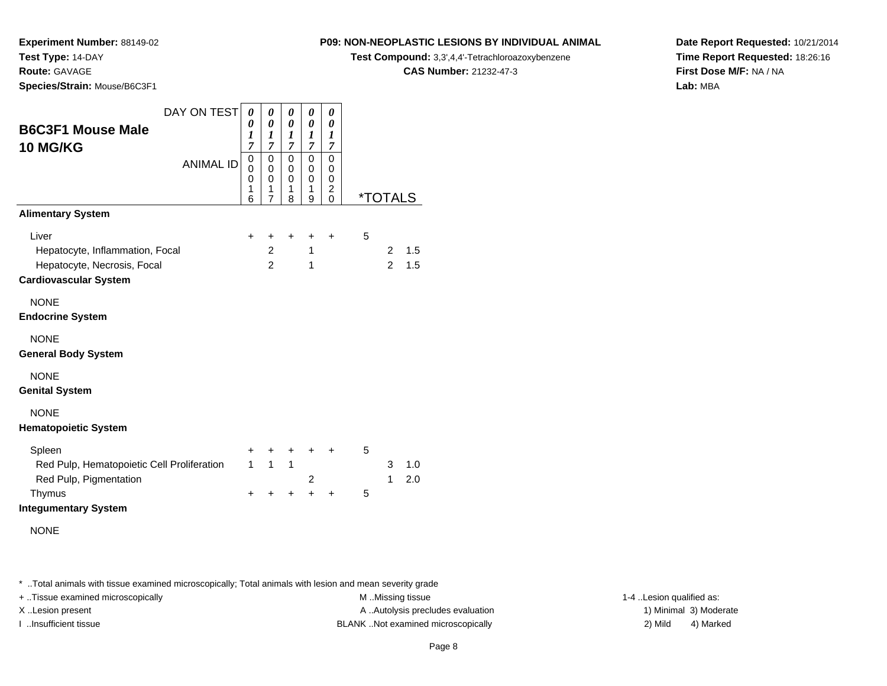**Experiment Number:** 88149-02
**Test Type:** 14-DAY
**Route:** GAVAGE
**Species/Strain:** Mouse/B6C3F1

**P09: NON-NEOPLASTIC LESIONS BY INDIVIDUAL ANIMAL**
**Test Compound:** 3,3',4,4'-Tetrachloroazoxybenzene
**CAS Number:** 21232-47-3

**Date Report Requested:** 10/21/2014
**Time Report Requested:** 18:26:16
**First Dose M/F:** NA / NA
**Lab:** MBA

## B6C3F1 Mouse Male
## 10 MG/KG

| DAY ON TEST | 0017 | 0017 | 0017 | 0017 | 0017 | | | |
|---|---|---|---|---|---|---|---|---|
| ANIMAL ID | 00016 | 00017 | 00018 | 00019 | 00020 | *TOTALS | | |
| **Alimentary System** | | | | | | | | |
| Liver | + | + | + | + | + | 5 | | |
| Hepatocyte, Inflammation, Focal | | 2 | | 1 | | | 2 | 1.5 |
| Hepatocyte, Necrosis, Focal | | 2 | | 1 | | | 2 | 1.5 |
| **Cardiovascular System** | | | | | | | | |
| NONE | | | | | | | | |
| **Endocrine System** | | | | | | | | |
| NONE | | | | | | | | |
| **General Body System** | | | | | | | | |
| NONE | | | | | | | | |
| **Genital System** | | | | | | | | |
| NONE | | | | | | | | |
| **Hematopoietic System** | | | | | | | | |
| Spleen | + | + | + | + | + | 5 | | |
| Red Pulp, Hematopoietic Cell Proliferation | 1 | 1 | 1 | | | | 3 | 1.0 |
| Red Pulp, Pigmentation | | | | 2 | | | 1 | 2.0 |
| Thymus | + | + | + | + | + | 5 | | |
| **Integumentary System** | | | | | | | | |
| NONE | | | | | | | | |

* ..Total animals with tissue examined microscopically; Total animals with lesion and mean severity grade

+ ..Tissue examined microscopically
X ..Lesion present
I ..Insufficient tissue

M ..Missing tissue
A ..Autolysis precludes evaluation
BLANK ..Not examined microscopically

1-4 ..Lesion qualified as:
1) Minimal 3) Moderate
2) Mild 4) Marked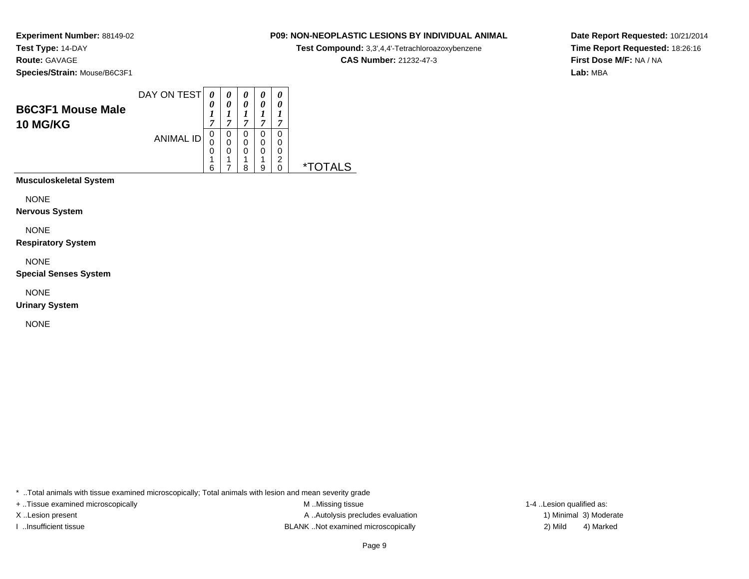**Experiment Number:** 88149-02
**Test Type:** 14-DAY
**Route:** GAVAGE
**Species/Strain:** Mouse/B6C3F1

**P09: NON-NEOPLASTIC LESIONS BY INDIVIDUAL ANIMAL**
**Test Compound:** 3,3',4,4'-Tetrachloroazoxybenzene
**CAS Number:** 21232-47-3

**Date Report Requested:** 10/21/2014
**Time Report Requested:** 18:26:16
**First Dose M/F:** NA / NA
**Lab:** MBA

## B6C3F1 Mouse Male
## 10 MG/KG

| DAY ON TEST | 0017 | 0017 | 0017 | 0017 | 0017 | |
|---|---|---|---|---|---|---|
| ANIMAL ID | 00016 | 00017 | 00018 | 00019 | 00020 | *TOTALS |

**Musculoskeletal System**

NONE

**Nervous System**

NONE

**Respiratory System**

NONE

**Special Senses System**

NONE

**Urinary System**

NONE

* ..Total animals with tissue examined microscopically; Total animals with lesion and mean severity grade
+ ..Tissue examined microscopically
X ..Lesion present
I ..Insufficient tissue

M ..Missing tissue
A ..Autolysis precludes evaluation
BLANK ..Not examined microscopically

1-4 ..Lesion qualified as:
1) Minimal 3) Moderate
2) Mild 4) Marked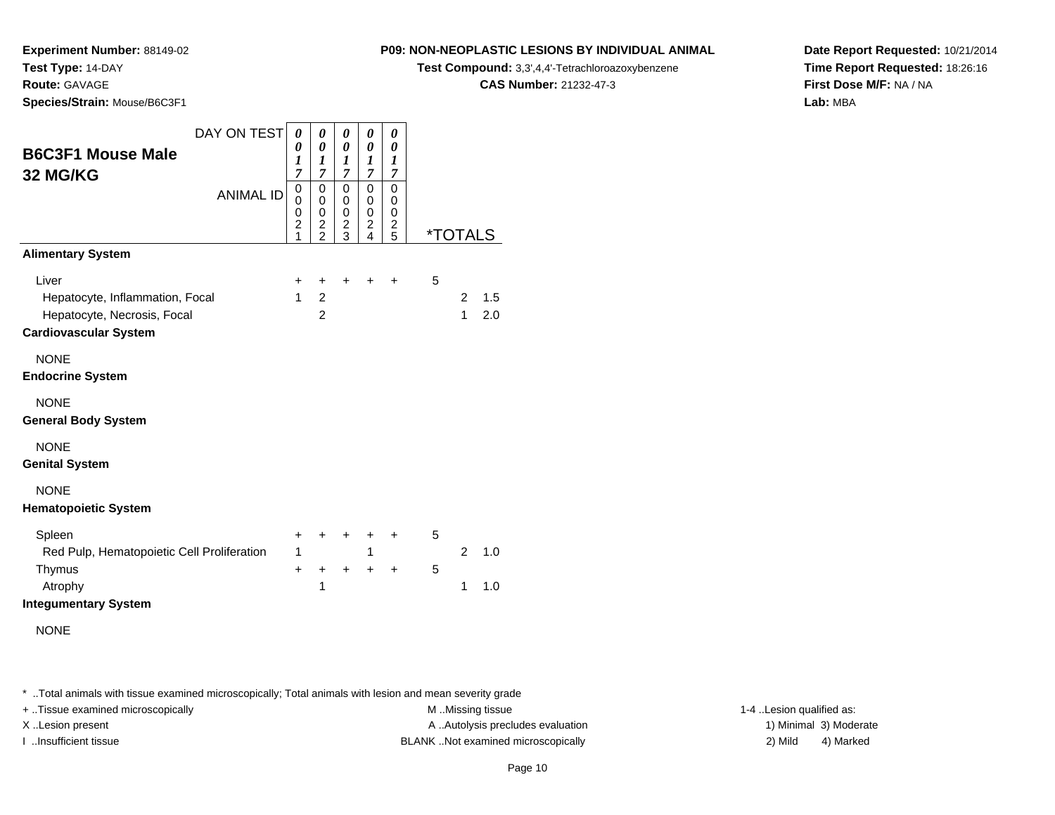**Experiment Number:** 88149-02
**Test Type:** 14-DAY
**Route:** GAVAGE
**Species/Strain:** Mouse/B6C3F1

**P09: NON-NEOPLASTIC LESIONS BY INDIVIDUAL ANIMAL**
**Test Compound:** 3,3',4,4'-Tetrachloroazoxybenzene
**CAS Number:** 21232-47-3

**Date Report Requested:** 10/21/2014
**Time Report Requested:** 18:26:16
**First Dose M/F:** NA / NA
**Lab:** MBA

## B6C3F1 Mouse Male 32 MG/KG

| DAY ON TEST | 0017 | 0017 | 0017 | 0017 | 0017 | | | |
|---|---|---|---|---|---|---|---|---|
| ANIMAL ID | 00021 | 00022 | 00023 | 00024 | 00025 | *TOTALS | | |
| **Alimentary System** | | | | | | | | |
| Liver | + | + | + | + | + | 5 | | |
| Hepatocyte, Inflammation, Focal | 1 | 2 | | | | | 2 | 1.5 |
| Hepatocyte, Necrosis, Focal | | 2 | | | | | 1 | 2.0 |
| **Cardiovascular System** | | | | | | | | |
| NONE | | | | | | | | |
| **Endocrine System** | | | | | | | | |
| NONE | | | | | | | | |
| **General Body System** | | | | | | | | |
| NONE | | | | | | | | |
| **Genital System** | | | | | | | | |
| NONE | | | | | | | | |
| **Hematopoietic System** | | | | | | | | |
| Spleen | + | + | + | + | + | 5 | | |
| Red Pulp, Hematopoietic Cell Proliferation | 1 | | | 1 | | | 2 | 1.0 |
| Thymus | + | + | + | + | + | 5 | | |
| Atrophy | | 1 | | | | | 1 | 1.0 |
| **Integumentary System** | | | | | | | | |
| NONE | | | | | | | | |

* ..Total animals with tissue examined microscopically; Total animals with lesion and mean severity grade
+ ..Tissue examined microscopically
X ..Lesion present
I ..Insufficient tissue

M ..Missing tissue
A ..Autolysis precludes evaluation
BLANK ..Not examined microscopically

1-4 ..Lesion qualified as:
1) Minimal 3) Moderate
2) Mild 4) Marked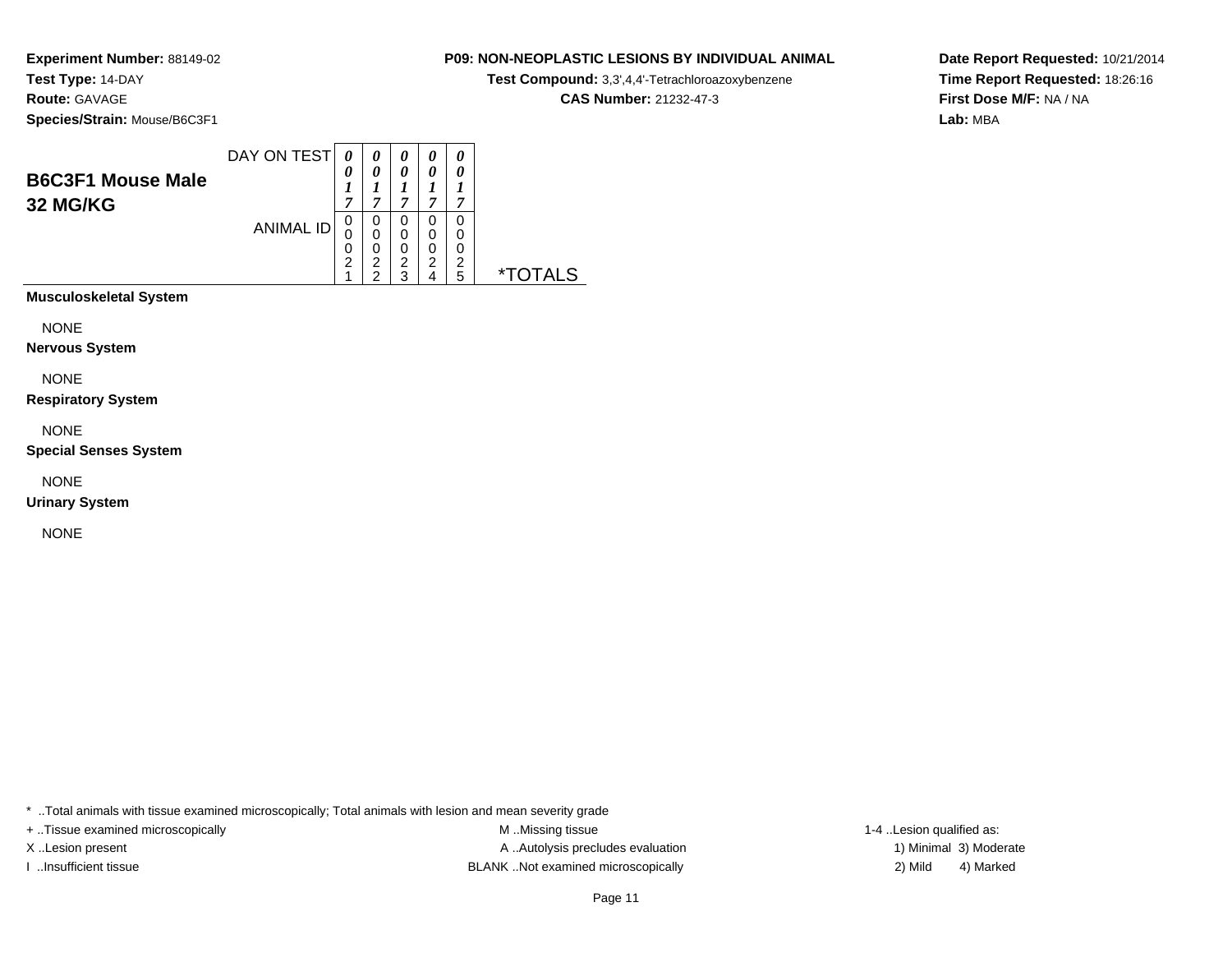**Experiment Number:** 88149-02
**Test Type:** 14-DAY
**Route:** GAVAGE
**Species/Strain:** Mouse/B6C3F1

**P09: NON-NEOPLASTIC LESIONS BY INDIVIDUAL ANIMAL**
**Test Compound:** 3,3',4,4'-Tetrachloroazoxybenzene
**CAS Number:** 21232-47-3

**Date Report Requested:** 10/21/2014
**Time Report Requested:** 18:26:16
**First Dose M/F:** NA / NA
**Lab:** MBA

## B6C3F1 Mouse Male 32 MG/KG

| DAY ON TEST | 0017 | 0017 | 0017 | 0017 | 0017 | |
|---|---|---|---|---|---|---|
| ANIMAL ID | 00021 | 00022 | 00023 | 00024 | 00025 | *TOTALS |
| **Musculoskeletal System** | | | | | | |
| NONE | | | | | | |
| **Nervous System** | | | | | | |
| NONE | | | | | | |
| **Respiratory System** | | | | | | |
| NONE | | | | | | |
| **Special Senses System** | | | | | | |
| NONE | | | | | | |
| **Urinary System** | | | | | | |
| NONE | | | | | | |

* ..Total animals with tissue examined microscopically; Total animals with lesion and mean severity grade

+ ..Tissue examined microscopically
X ..Lesion present
I ..Insufficient tissue

M ..Missing tissue
A ..Autolysis precludes evaluation
BLANK ..Not examined microscopically

1-4 ..Lesion qualified as:
1) Minimal 3) Moderate
2) Mild 4) Marked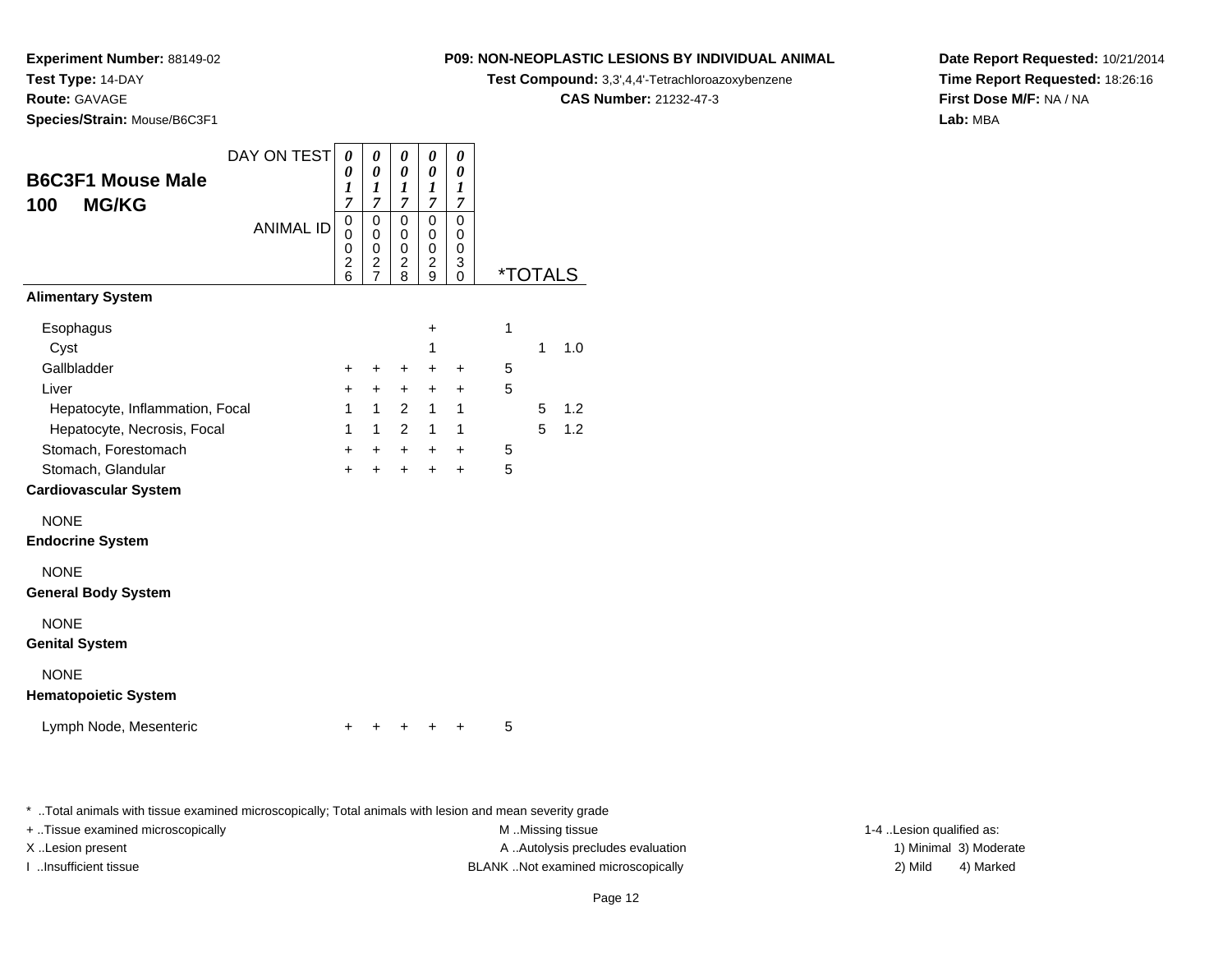**Experiment Number:** 88149-02
**Test Type:** 14-DAY
**Route:** GAVAGE
**Species/Strain:** Mouse/B6C3F1

**P09: NON-NEOPLASTIC LESIONS BY INDIVIDUAL ANIMAL**
**Test Compound:** 3,3',4,4'-Tetrachloroazoxybenzene
**CAS Number:** 21232-47-3

**Date Report Requested:** 10/21/2014
**Time Report Requested:** 18:26:16
**First Dose M/F:** NA / NA
**Lab:** MBA

## B6C3F1 Mouse Male
## 100 MG/KG

| DAY ON TEST | 0017 | 0017 | 0017 | 0017 | 0017 | *TOTALS | | |
|---|---|---|---|---|---|---|---|---|
| ANIMAL ID | 00026 | 00027 | 00028 | 00029 | 00030 | | | |
| **Alimentary System** | | | | | | | | |
| Esophagus | | | | + | | 1 | | |
| Cyst | | | | 1 | | | 1 | 1.0 |
| Gallbladder | + | + | + | + | + | 5 | | |
| Liver | + | + | + | + | + | 5 | | |
| Hepatocyte, Inflammation, Focal | 1 | 1 | 2 | 1 | 1 | | 5 | 1.2 |
| Hepatocyte, Necrosis, Focal | 1 | 1 | 2 | 1 | 1 | | 5 | 1.2 |
| Stomach, Forestomach | + | + | + | + | + | 5 | | |
| Stomach, Glandular | + | + | + | + | + | 5 | | |
| **Cardiovascular System** | | | | | | | | |
| NONE | | | | | | | | |
| **Endocrine System** | | | | | | | | |
| NONE | | | | | | | | |
| **General Body System** | | | | | | | | |
| NONE | | | | | | | | |
| **Genital System** | | | | | | | | |
| NONE | | | | | | | | |
| **Hematopoietic System** | | | | | | | | |
| Lymph Node, Mesenteric | + | + | + | + | + | 5 | | |

* ..Total animals with tissue examined microscopically; Total animals with lesion and mean severity grade
+ ..Tissue examined microscopically
X ..Lesion present
I ..Insufficient tissue

M ..Missing tissue
A ..Autolysis precludes evaluation
BLANK ..Not examined microscopically

1-4 ..Lesion qualified as:
1) Minimal 3) Moderate
2) Mild 4) Marked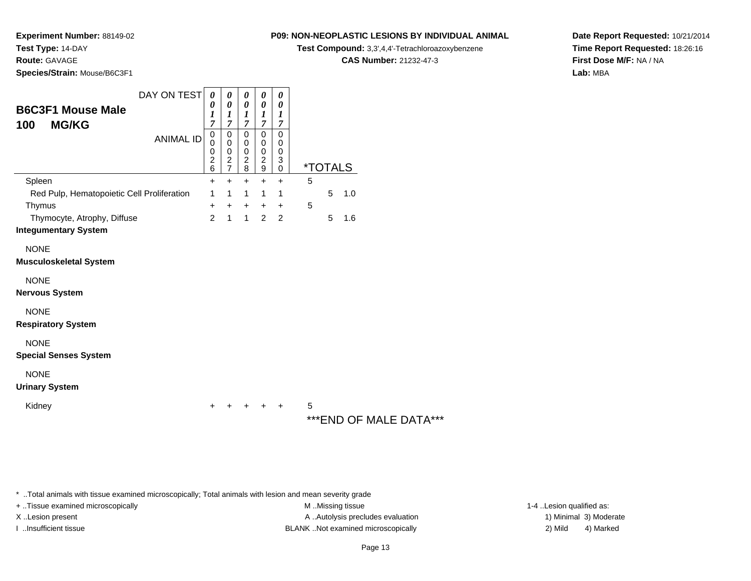**Experiment Number:** 88149-02
**Test Type:** 14-DAY
**Route:** GAVAGE
**Species/Strain:** Mouse/B6C3F1

**P09: NON-NEOPLASTIC LESIONS BY INDIVIDUAL ANIMAL**
**Test Compound:** 3,3',4,4'-Tetrachloroazoxybenzene
**CAS Number:** 21232-47-3

**Date Report Requested:** 10/21/2014
**Time Report Requested:** 18:26:16
**First Dose M/F:** NA / NA
**Lab:** MBA

## B6C3F1 Mouse Male
## 100 MG/KG

| DAY ON TEST | 0017 | 0017 | 0017 | 0017 | 0017 | | | |
|---|---|---|---|---|---|---|---|---|
| ANIMAL ID | 00026 | 00027 | 00028 | 00029 | 00030 | *TOTALS | | |
| Spleen | + | + | + | + | + | 5 | | |
| Red Pulp, Hematopoietic Cell Proliferation | 1 | 1 | 1 | 1 | 1 | | 5 | 1.0 |
| Thymus | + | + | + | + | + | 5 | | |
| Thymocyte, Atrophy, Diffuse | 2 | 1 | 1 | 2 | 2 | | 5 | 1.6 |
| **Integumentary System** | | | | | | | | |
| NONE | | | | | | | | |
| **Musculoskeletal System** | | | | | | | | |
| NONE | | | | | | | | |
| **Nervous System** | | | | | | | | |
| NONE | | | | | | | | |
| **Respiratory System** | | | | | | | | |
| NONE | | | | | | | | |
| **Special Senses System** | | | | | | | | |
| NONE | | | | | | | | |
| **Urinary System** | | | | | | | | |
| Kidney | + | + | + | + | + | 5 | | |

***END OF MALE DATA***

* ..Total animals with tissue examined microscopically; Total animals with lesion and mean severity grade
+ ..Tissue examined microscopically
X ..Lesion present
I ..Insufficient tissue

M ..Missing tissue
A ..Autolysis precludes evaluation
BLANK ..Not examined microscopically

1-4 ..Lesion qualified as:
1) Minimal 3) Moderate
2) Mild 4) Marked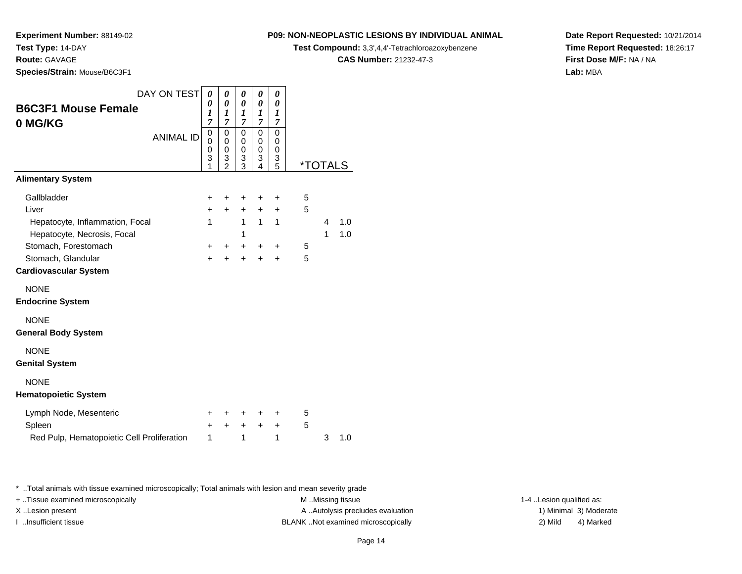**Experiment Number:** 88149-02
**Test Type:** 14-DAY
**Route:** GAVAGE
**Species/Strain:** Mouse/B6C3F1

**P09: NON-NEOPLASTIC LESIONS BY INDIVIDUAL ANIMAL**
**Test Compound:** 3,3',4,4'-Tetrachloroazoxybenzene
**CAS Number:** 21232-47-3

**Date Report Requested:** 10/21/2014
**Time Report Requested:** 18:26:17
**First Dose M/F:** NA / NA
**Lab:** MBA

## B6C3F1 Mouse Female 0 MG/KG

| DAY ON TEST | 0017 | 0017 | 0017 | 0017 | 0017 | *TOTALS | | |
|---|---|---|---|---|---|---|---|---|
| ANIMAL ID | 00031 | 00032 | 00033 | 00034 | 00035 | | | |
| **Alimentary System** | | | | | | | | |
| Gallbladder | + | + | + | + | + | 5 | | |
| Liver | + | + | + | + | + | 5 | | |
| Hepatocyte, Inflammation, Focal | 1 | | 1 | 1 | 1 | | 4 | 1.0 |
| Hepatocyte, Necrosis, Focal | | | 1 | | | | 1 | 1.0 |
| Stomach, Forestomach | + | + | + | + | + | 5 | | |
| Stomach, Glandular | + | + | + | + | + | 5 | | |
| **Cardiovascular System** | | | | | | | | |
| NONE | | | | | | | | |
| **Endocrine System** | | | | | | | | |
| NONE | | | | | | | | |
| **General Body System** | | | | | | | | |
| NONE | | | | | | | | |
| **Genital System** | | | | | | | | |
| NONE | | | | | | | | |
| **Hematopoietic System** | | | | | | | | |
| Lymph Node, Mesenteric | + | + | + | + | + | 5 | | |
| Spleen | + | + | + | + | + | 5 | | |
| Red Pulp, Hematopoietic Cell Proliferation | 1 | | 1 | | 1 | | 3 | 1.0 |

\* ..Total animals with tissue examined microscopically; Total animals with lesion and mean severity grade

+ ..Tissue examined microscopically
X ..Lesion present
I ..Insufficient tissue

M ..Missing tissue
A ..Autolysis precludes evaluation
BLANK ..Not examined microscopically

1-4 ..Lesion qualified as:
1) Minimal 3) Moderate
2) Mild 4) Marked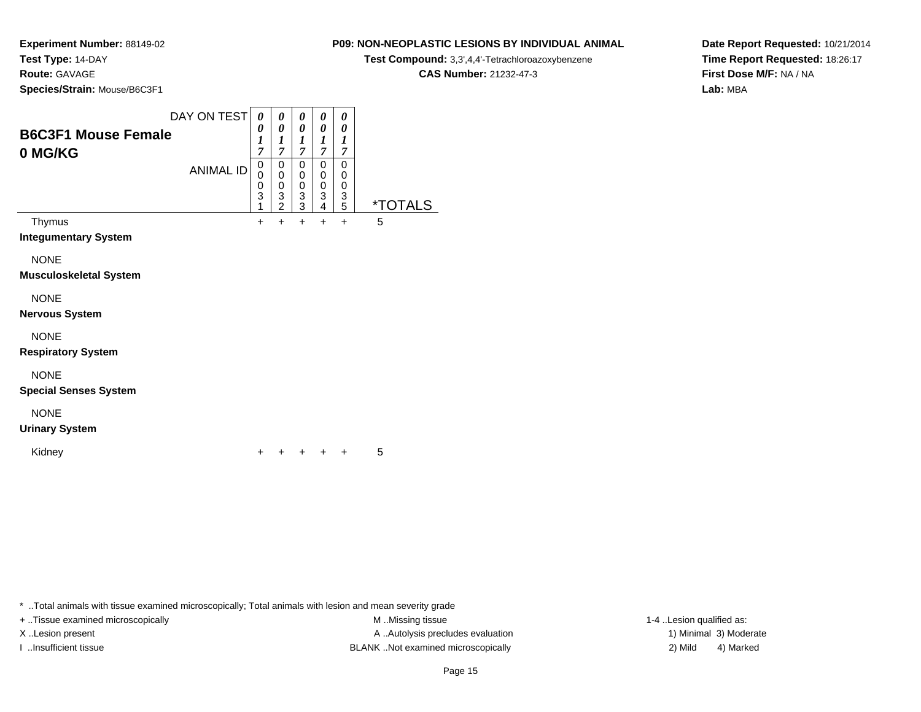**Experiment Number:** 88149-02
**Test Type:** 14-DAY
**Route:** GAVAGE
**Species/Strain:** Mouse/B6C3F1

**P09: NON-NEOPLASTIC LESIONS BY INDIVIDUAL ANIMAL**
**Test Compound:** 3,3',4,4'-Tetrachloroazoxybenzene
**CAS Number:** 21232-47-3

**Date Report Requested:** 10/21/2014
**Time Report Requested:** 18:26:17
**First Dose M/F:** NA / NA
**Lab:** MBA

## B6C3F1 Mouse Female
## 0 MG/KG

| DAY ON TEST | 0017 | 0017 | 0017 | 0017 | 0017 | |
|---|---|---|---|---|---|---|
| ANIMAL ID | 00031 | 00032 | 00033 | 00034 | 00035 | *TOTALS |
| Thymus | + | + | + | + | + | 5 |
| **Integumentary System** | | | | | | |
| NONE | | | | | | |
| **Musculoskeletal System** | | | | | | |
| NONE | | | | | | |
| **Nervous System** | | | | | | |
| NONE | | | | | | |
| **Respiratory System** | | | | | | |
| NONE | | | | | | |
| **Special Senses System** | | | | | | |
| NONE | | | | | | |
| **Urinary System** | | | | | | |
| Kidney | + | + | + | + | + | 5 |

* ..Total animals with tissue examined microscopically; Total animals with lesion and mean severity grade
+ ..Tissue examined microscopically
X ..Lesion present
I ..Insufficient tissue
M ..Missing tissue
A ..Autolysis precludes evaluation
BLANK ..Not examined microscopically
1-4 ..Lesion qualified as:
1) Minimal 3) Moderate
2) Mild 4) Marked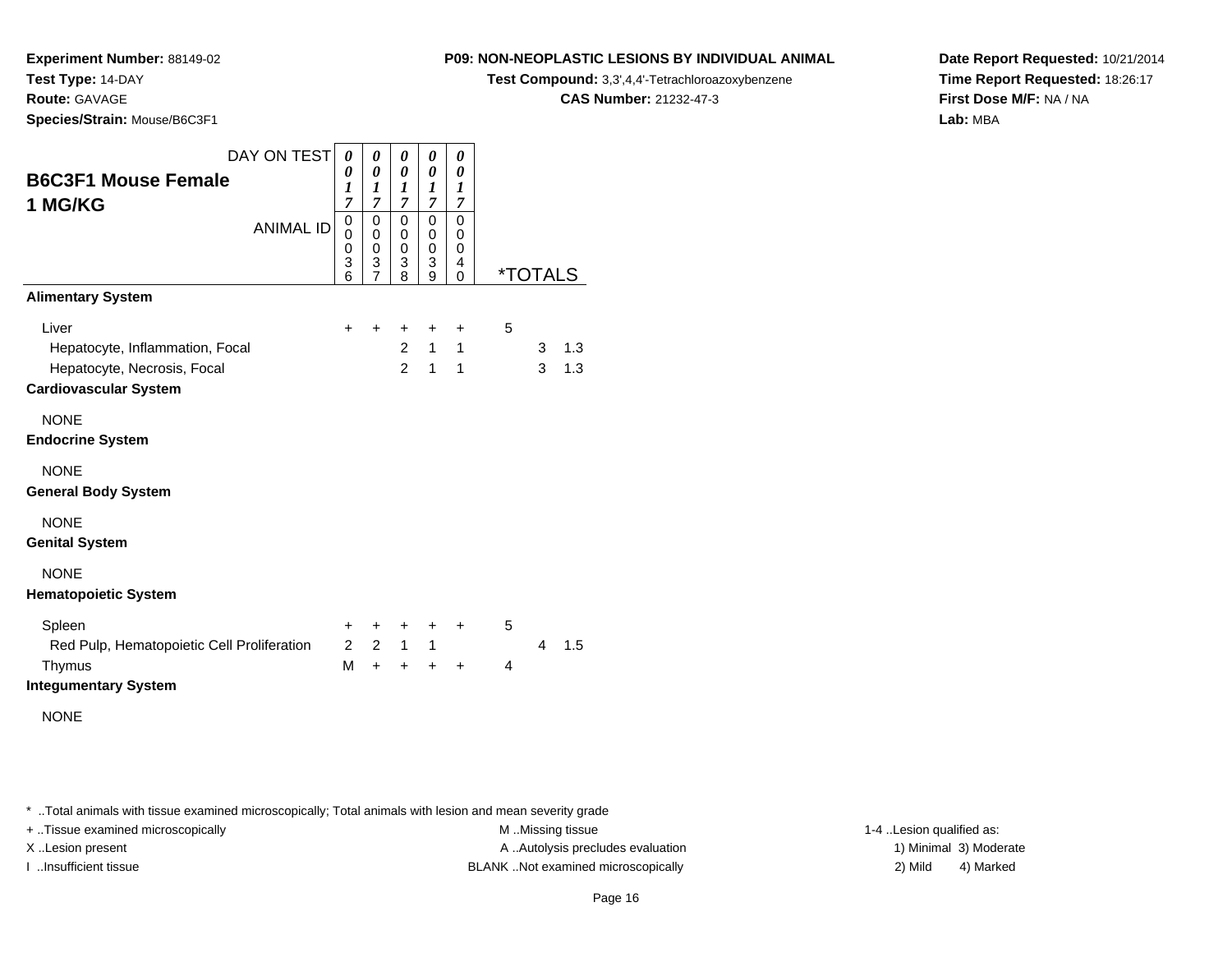**Experiment Number:** 88149-02
**Test Type:** 14-DAY
**Route:** GAVAGE
**Species/Strain:** Mouse/B6C3F1

**P09: NON-NEOPLASTIC LESIONS BY INDIVIDUAL ANIMAL**
**Test Compound:** 3,3',4,4'-Tetrachloroazoxybenzene
**CAS Number:** 21232-47-3

**Date Report Requested:** 10/21/2014
**Time Report Requested:** 18:26:17
**First Dose M/F:** NA / NA
**Lab:** MBA

## B6C3F1 Mouse Female 1 MG/KG

| DAY ON TEST | 0017 | 0017 | 0017 | 0017 | 0017 | *TOTALS | | |
|---|---|---|---|---|---|---|---|---|
| ANIMAL ID | 00036 | 00037 | 00038 | 00039 | 00040 | | | |
| **Alimentary System** | | | | | | | | |
| Liver | + | + | + | + | + | 5 | | |
| Hepatocyte, Inflammation, Focal | | | 2 | 1 | 1 | | 3 | 1.3 |
| Hepatocyte, Necrosis, Focal | | | 2 | 1 | 1 | | 3 | 1.3 |
| **Cardiovascular System** | | | | | | | | |
| NONE | | | | | | | | |
| **Endocrine System** | | | | | | | | |
| NONE | | | | | | | | |
| **General Body System** | | | | | | | | |
| NONE | | | | | | | | |
| **Genital System** | | | | | | | | |
| NONE | | | | | | | | |
| **Hematopoietic System** | | | | | | | | |
| Spleen | + | + | + | + | + | 5 | | |
| Red Pulp, Hematopoietic Cell Proliferation | 2 | 2 | 1 | 1 | | | 4 | 1.5 |
| Thymus | M | + | + | + | + | 4 | | |
| **Integumentary System** | | | | | | | | |
| NONE | | | | | | | | |

* ..Total animals with tissue examined microscopically; Total animals with lesion and mean severity grade
+ ..Tissue examined microscopically
X ..Lesion present
I ..Insufficient tissue
M ..Missing tissue
A ..Autolysis precludes evaluation
BLANK ..Not examined microscopically
1-4 ..Lesion qualified as:
1) Minimal 3) Moderate
2) Mild 4) Marked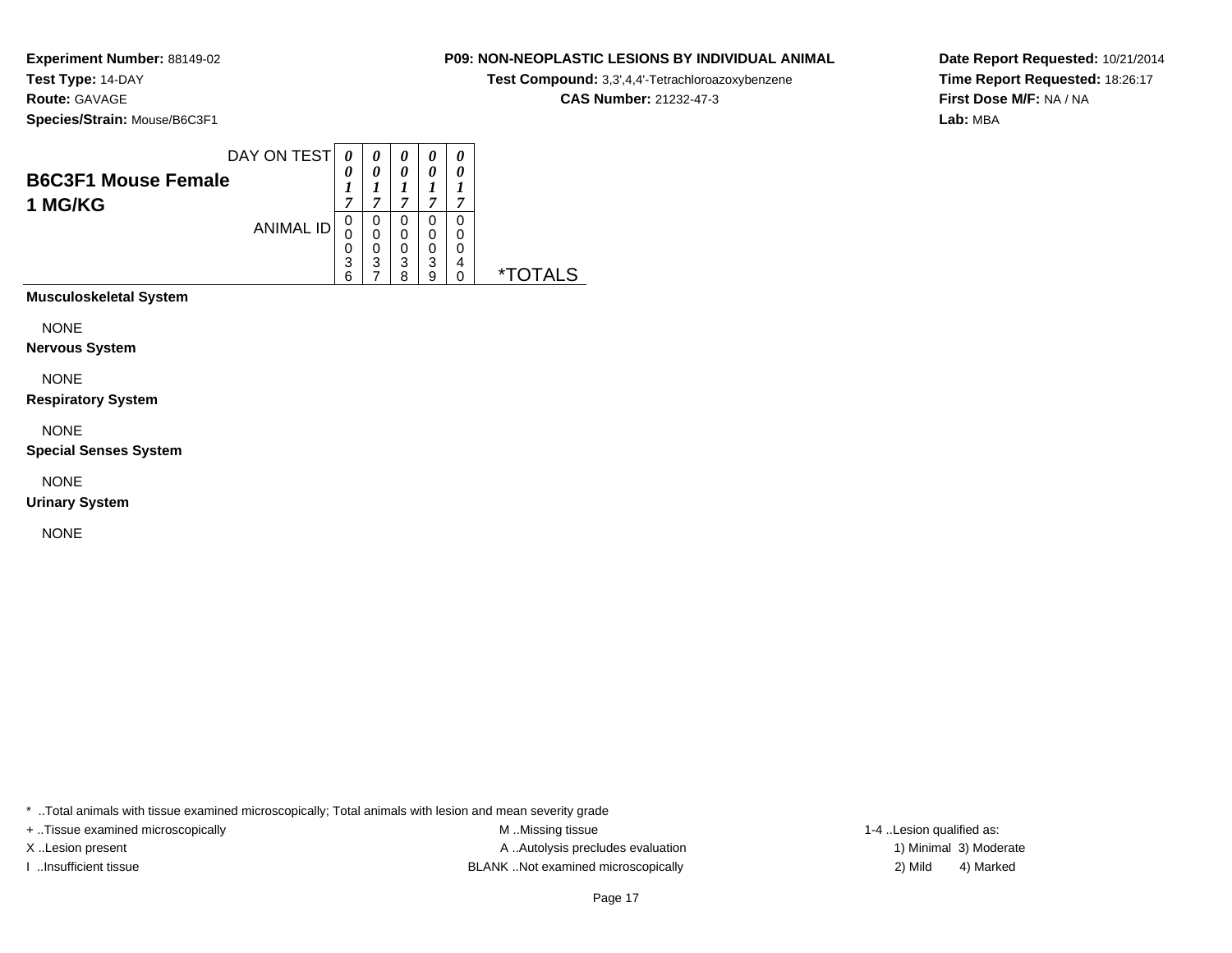**Experiment Number:** 88149-02
**Test Type:** 14-DAY
**Route:** GAVAGE
**Species/Strain:** Mouse/B6C3F1

**P09: NON-NEOPLASTIC LESIONS BY INDIVIDUAL ANIMAL**
**Test Compound:** 3,3',4,4'-Tetrachloroazoxybenzene
**CAS Number:** 21232-47-3

**Date Report Requested:** 10/21/2014
**Time Report Requested:** 18:26:17
**First Dose M/F:** NA / NA
**Lab:** MBA

## B6C3F1 Mouse Female
## 1 MG/KG

| DAY ON TEST | 0017 | 0017 | 0017 | 0017 | 0017 | |
|---|---|---|---|---|---|---|
| ANIMAL ID | 00036 | 00037 | 00038 | 00039 | 00040 | *TOTALS |
| **Musculoskeletal System** | | | | | | |
| NONE | | | | | | |
| **Nervous System** | | | | | | |
| NONE | | | | | | |
| **Respiratory System** | | | | | | |
| NONE | | | | | | |
| **Special Senses System** | | | | | | |
| NONE | | | | | | |
| **Urinary System** | | | | | | |
| NONE | | | | | | |

* ..Total animals with tissue examined microscopically; Total animals with lesion and mean severity grade
+ ..Tissue examined microscopically
X ..Lesion present
I ..Insufficient tissue
M ..Missing tissue
A ..Autolysis precludes evaluation
BLANK ..Not examined microscopically
1-4 ..Lesion qualified as:
1) Minimal 3) Moderate
2) Mild 4) Marked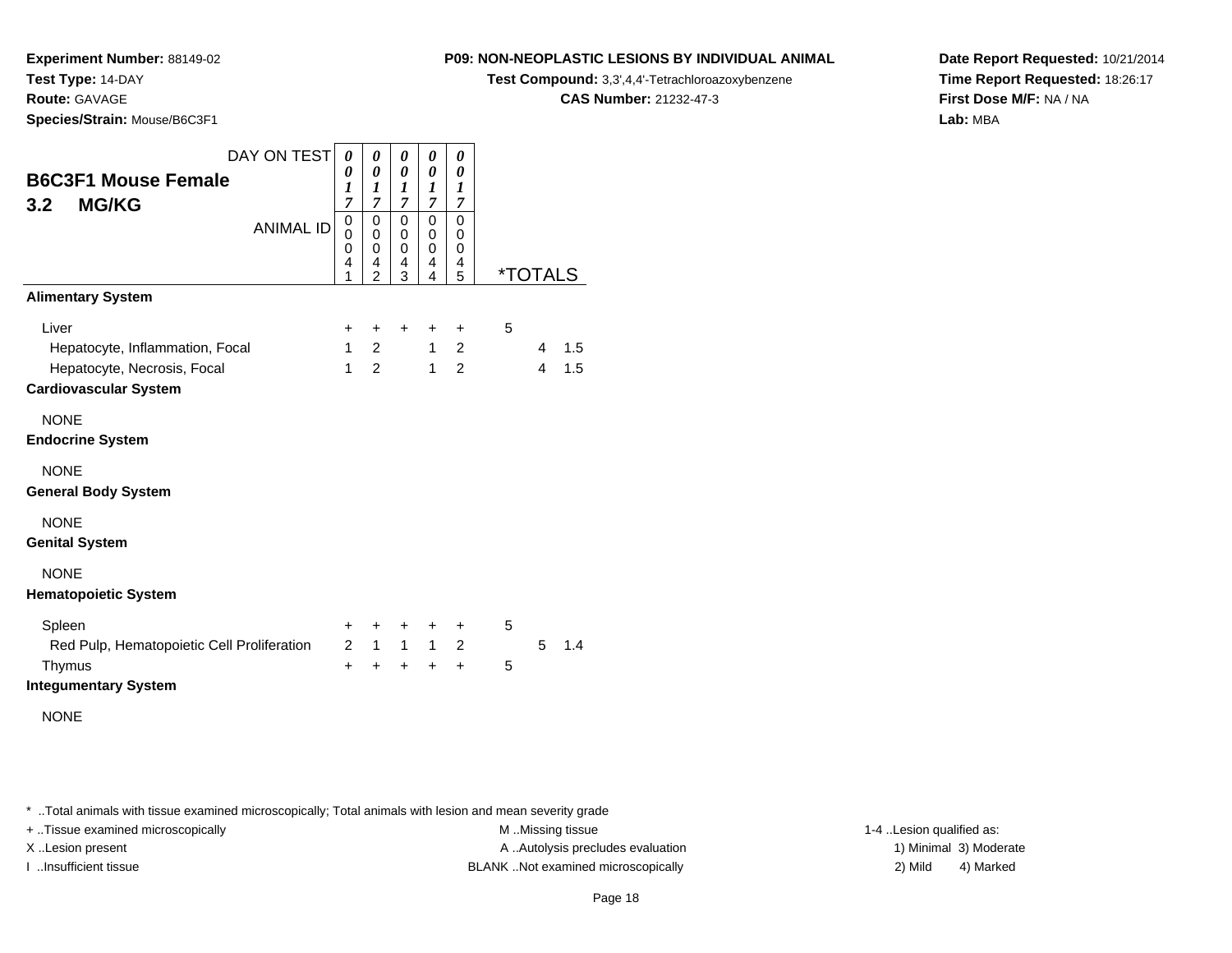**Experiment Number:** 88149-02
**Test Type:** 14-DAY
**Route:** GAVAGE
**Species/Strain:** Mouse/B6C3F1

**P09: NON-NEOPLASTIC LESIONS BY INDIVIDUAL ANIMAL**
**Test Compound:** 3,3',4,4'-Tetrachloroazoxybenzene
**CAS Number:** 21232-47-3

**Date Report Requested:** 10/21/2014
**Time Report Requested:** 18:26:17
**First Dose M/F:** NA / NA
**Lab:** MBA

## B6C3F1 Mouse Female 3.2 MG/KG

| DAY ON TEST | 0017 | 0017 | 0017 | 0017 | 0017 | *TOTALS | | |
|---|---|---|---|---|---|---|---|---|
| ANIMAL ID | 00041 | 00042 | 00043 | 00044 | 00045 | | | |
| **Alimentary System** | | | | | | | | |
| Liver | + | + | + | + | + | 5 | | |
| Hepatocyte, Inflammation, Focal | 1 | 2 | | 1 | 2 | | 4 | 1.5 |
| Hepatocyte, Necrosis, Focal | 1 | 2 | | 1 | 2 | | 4 | 1.5 |
| **Cardiovascular System** | | | | | | | | |
| NONE | | | | | | | | |
| **Endocrine System** | | | | | | | | |
| NONE | | | | | | | | |
| **General Body System** | | | | | | | | |
| NONE | | | | | | | | |
| **Genital System** | | | | | | | | |
| NONE | | | | | | | | |
| **Hematopoietic System** | | | | | | | | |
| Spleen | + | + | + | + | + | 5 | | |
| Red Pulp, Hematopoietic Cell Proliferation | 2 | 1 | 1 | 1 | 2 | | 5 | 1.4 |
| Thymus | + | + | + | + | + | 5 | | |
| **Integumentary System** | | | | | | | | |
| NONE | | | | | | | | |

* ..Total animals with tissue examined microscopically; Total animals with lesion and mean severity grade

+ ..Tissue examined microscopically
X ..Lesion present
I ..Insufficient tissue

M ..Missing tissue
A ..Autolysis precludes evaluation
BLANK ..Not examined microscopically

1-4 ..Lesion qualified as:
1) Minimal 3) Moderate
2) Mild 4) Marked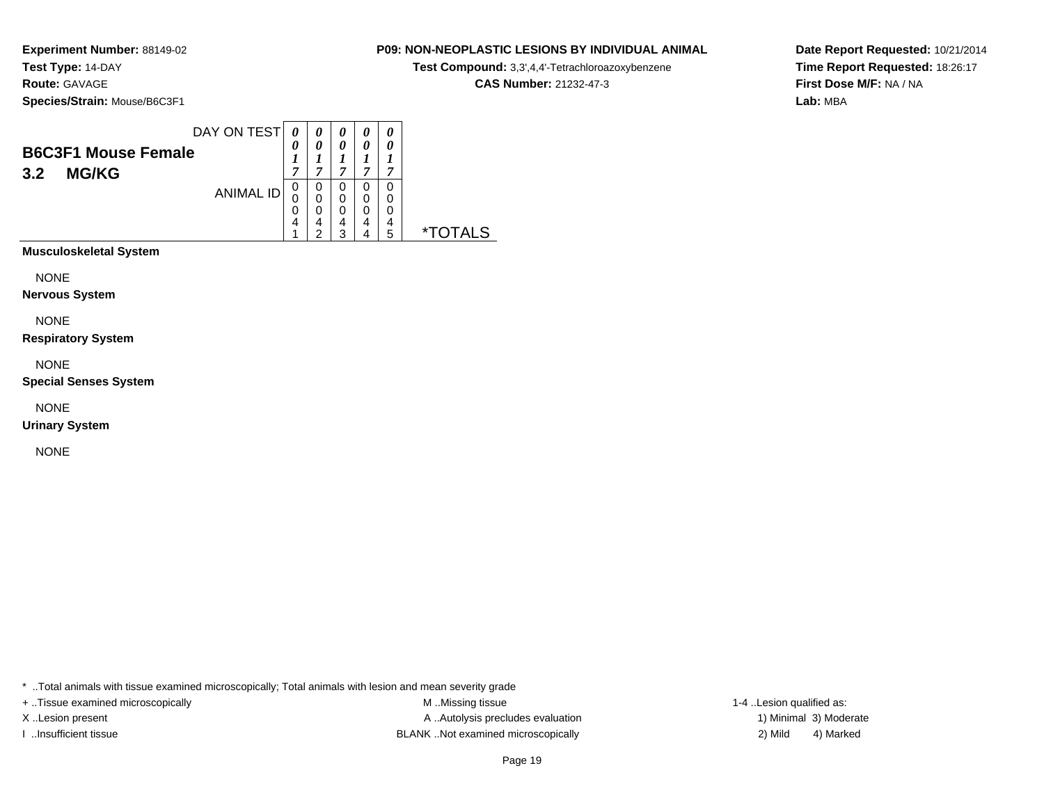**Experiment Number:** 88149-02
**Test Type:** 14-DAY
**Route:** GAVAGE
**Species/Strain:** Mouse/B6C3F1

**P09: NON-NEOPLASTIC LESIONS BY INDIVIDUAL ANIMAL**
**Test Compound:** 3,3',4,4'-Tetrachloroazoxybenzene
**CAS Number:** 21232-47-3

**Date Report Requested:** 10/21/2014
**Time Report Requested:** 18:26:17
**First Dose M/F:** NA / NA
**Lab:** MBA

## B6C3F1 Mouse Female
## 3.2 MG/KG

| DAY ON TEST | 0017 | 0017 | 0017 | 0017 | 0017 | |
|---|---|---|---|---|---|---|
| ANIMAL ID | 00041 | 00042 | 00043 | 00044 | 00045 | *TOTALS |
| **Musculoskeletal System** | | | | | | |
| NONE | | | | | | |
| **Nervous System** | | | | | | |
| NONE | | | | | | |
| **Respiratory System** | | | | | | |
| NONE | | | | | | |
| **Special Senses System** | | | | | | |
| NONE | | | | | | |
| **Urinary System** | | | | | | |
| NONE | | | | | | |

* ..Total animals with tissue examined microscopically; Total animals with lesion and mean severity grade
+ ..Tissue examined microscopically
X ..Lesion present
I ..Insufficient tissue

M ..Missing tissue
A ..Autolysis precludes evaluation
BLANK ..Not examined microscopically

1-4 ..Lesion qualified as:
1) Minimal 3) Moderate
2) Mild 4) Marked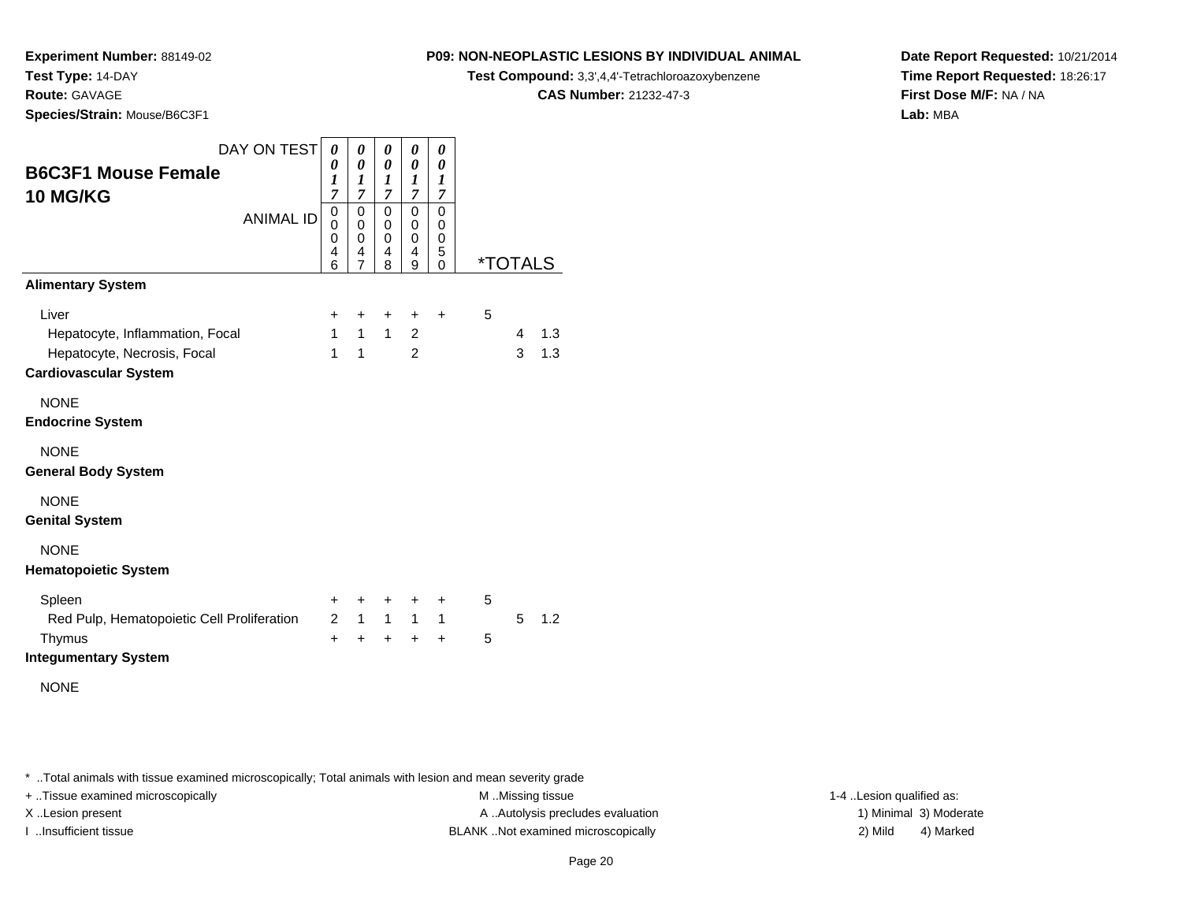**Experiment Number:** 88149-02
**Test Type:** 14-DAY
**Route:** GAVAGE
**Species/Strain:** Mouse/B6C3F1

**P09: NON-NEOPLASTIC LESIONS BY INDIVIDUAL ANIMAL**
**Test Compound:** 3,3',4,4'-Tetrachloroazoxybenzene
**CAS Number:** 21232-47-3

**Date Report Requested:** 10/21/2014
**Time Report Requested:** 18:26:17
**First Dose M/F:** NA / NA
**Lab:** MBA

## B6C3F1 Mouse Female 10 MG/KG

| DAY ON TEST | 0017 | 0017 | 0017 | 0017 | 0017 | | | |
|---|---|---|---|---|---|---|---|---|
| ANIMAL ID | 00046 | 00047 | 00048 | 00049 | 00050 | *TOTALS | | |
| **Alimentary System** | | | | | | | | |
| Liver | + | + | + | + | + | 5 | | |
| Hepatocyte, Inflammation, Focal | 1 | 1 | 1 | 2 | | | 4 | 1.3 |
| Hepatocyte, Necrosis, Focal | 1 | 1 | | 2 | | | 3 | 1.3 |
| **Cardiovascular System** | | | | | | | | |
| NONE | | | | | | | | |
| **Endocrine System** | | | | | | | | |
| NONE | | | | | | | | |
| **General Body System** | | | | | | | | |
| NONE | | | | | | | | |
| **Genital System** | | | | | | | | |
| NONE | | | | | | | | |
| **Hematopoietic System** | | | | | | | | |
| Spleen | + | + | + | + | + | 5 | | |
| Red Pulp, Hematopoietic Cell Proliferation | 2 | 1 | 1 | 1 | 1 | | 5 | 1.2 |
| Thymus | + | + | + | + | + | 5 | | |
| **Integumentary System** | | | | | | | | |
| NONE | | | | | | | | |

* ..Total animals with tissue examined microscopically; Total animals with lesion and mean severity grade
+ ..Tissue examined microscopically
X ..Lesion present
I ..Insufficient tissue
M ..Missing tissue
A ..Autolysis precludes evaluation
BLANK ..Not examined microscopically
1-4 ..Lesion qualified as:
1) Minimal 3) Moderate
2) Mild 4) Marked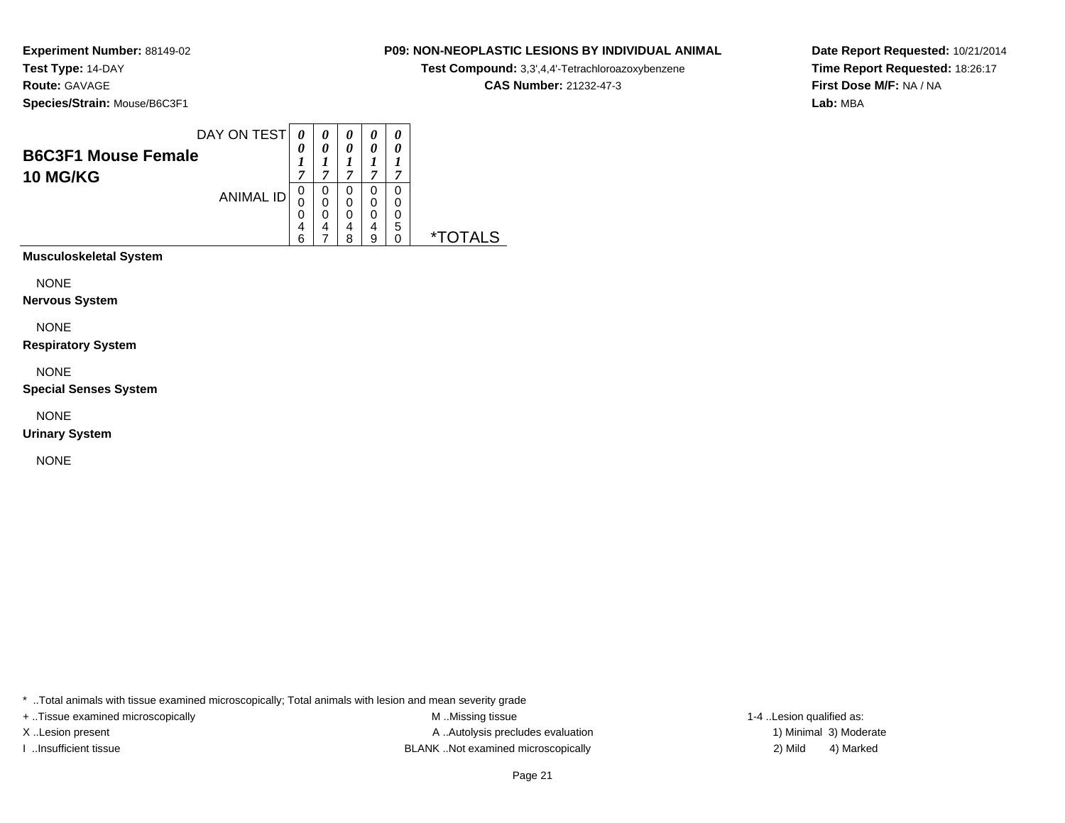**Experiment Number:** 88149-02
**Test Type:** 14-DAY
**Route:** GAVAGE
**Species/Strain:** Mouse/B6C3F1

**P09: NON-NEOPLASTIC LESIONS BY INDIVIDUAL ANIMAL**
**Test Compound:** 3,3',4,4'-Tetrachloroazoxybenzene
**CAS Number:** 21232-47-3

**Date Report Requested:** 10/21/2014
**Time Report Requested:** 18:26:17
**First Dose M/F:** NA / NA
**Lab:** MBA

| B6C3F1 Mouse Female 10 MG/KG | | | | | | |
|---|---|---|---|---|---|---|
| DAY ON TEST | 0017 | 0017 | 0017 | 0017 | 0017 | |
| ANIMAL ID | 00046 | 00047 | 00048 | 00049 | 00050 | *TOTALS |
| **Musculoskeletal System** | | | | | | |
| NONE | | | | | | |
| **Nervous System** | | | | | | |
| NONE | | | | | | |
| **Respiratory System** | | | | | | |
| NONE | | | | | | |
| **Special Senses System** | | | | | | |
| NONE | | | | | | |
| **Urinary System** | | | | | | |
| NONE | | | | | | |

* ..Total animals with tissue examined microscopically; Total animals with lesion and mean severity grade
+ ..Tissue examined microscopically
X ..Lesion present
I ..Insufficient tissue
M ..Missing tissue
A ..Autolysis precludes evaluation
BLANK ..Not examined microscopically
1-4 ..Lesion qualified as:
1) Minimal 3) Moderate
2) Mild 4) Marked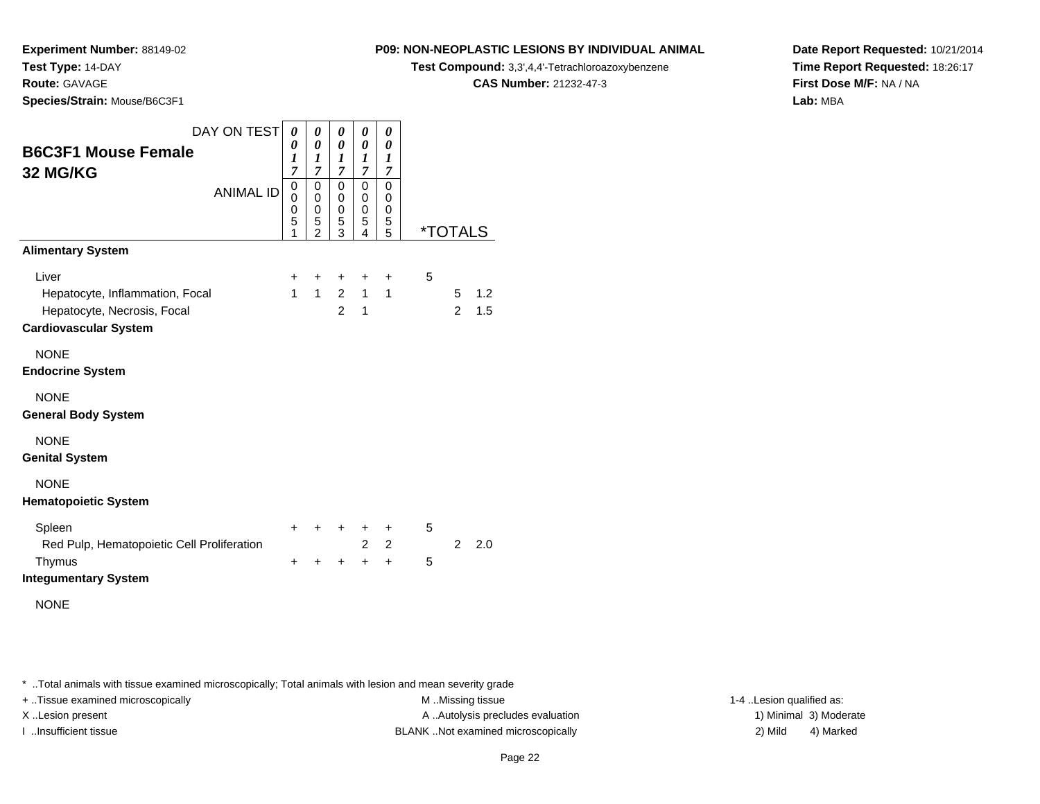**Experiment Number:** 88149-02
**Test Type:** 14-DAY
**Route:** GAVAGE
**Species/Strain:** Mouse/B6C3F1

**P09: NON-NEOPLASTIC LESIONS BY INDIVIDUAL ANIMAL**
**Test Compound:** 3,3',4,4'-Tetrachloroazoxybenzene
**CAS Number:** 21232-47-3

**Date Report Requested:** 10/21/2014
**Time Report Requested:** 18:26:17
**First Dose M/F:** NA / NA
**Lab:** MBA

## B6C3F1 Mouse Female 32 MG/KG

| DAY ON TEST | 0017 | 0017 | 0017 | 0017 | 0017 | | | |
|---|---|---|---|---|---|---|---|---|
| ANIMAL ID | 00051 | 00052 | 00053 | 00054 | 00055 | *TOTALS | | |
| **Alimentary System** | | | | | | | | |
| Liver | + | + | + | + | + | 5 | | |
| Hepatocyte, Inflammation, Focal | 1 | 1 | 2 | 1 | 1 | | 5 | 1.2 |
| Hepatocyte, Necrosis, Focal | | | 2 | 1 | | | 2 | 1.5 |
| **Cardiovascular System** | | | | | | | | |
| NONE | | | | | | | | |
| **Endocrine System** | | | | | | | | |
| NONE | | | | | | | | |
| **General Body System** | | | | | | | | |
| NONE | | | | | | | | |
| **Genital System** | | | | | | | | |
| NONE | | | | | | | | |
| **Hematopoietic System** | | | | | | | | |
| Spleen | + | + | + | + | + | 5 | | |
| Red Pulp, Hematopoietic Cell Proliferation | | | | 2 | 2 | | 2 | 2.0 |
| Thymus | + | + | + | + | + | 5 | | |
| **Integumentary System** | | | | | | | | |
| NONE | | | | | | | | |

* ..Total animals with tissue examined microscopically; Total animals with lesion and mean severity grade
+ ..Tissue examined microscopically
X ..Lesion present
I ..Insufficient tissue
M ..Missing tissue
A ..Autolysis precludes evaluation
BLANK ..Not examined microscopically
1-4 ..Lesion qualified as:
1) Minimal 3) Moderate
2) Mild 4) Marked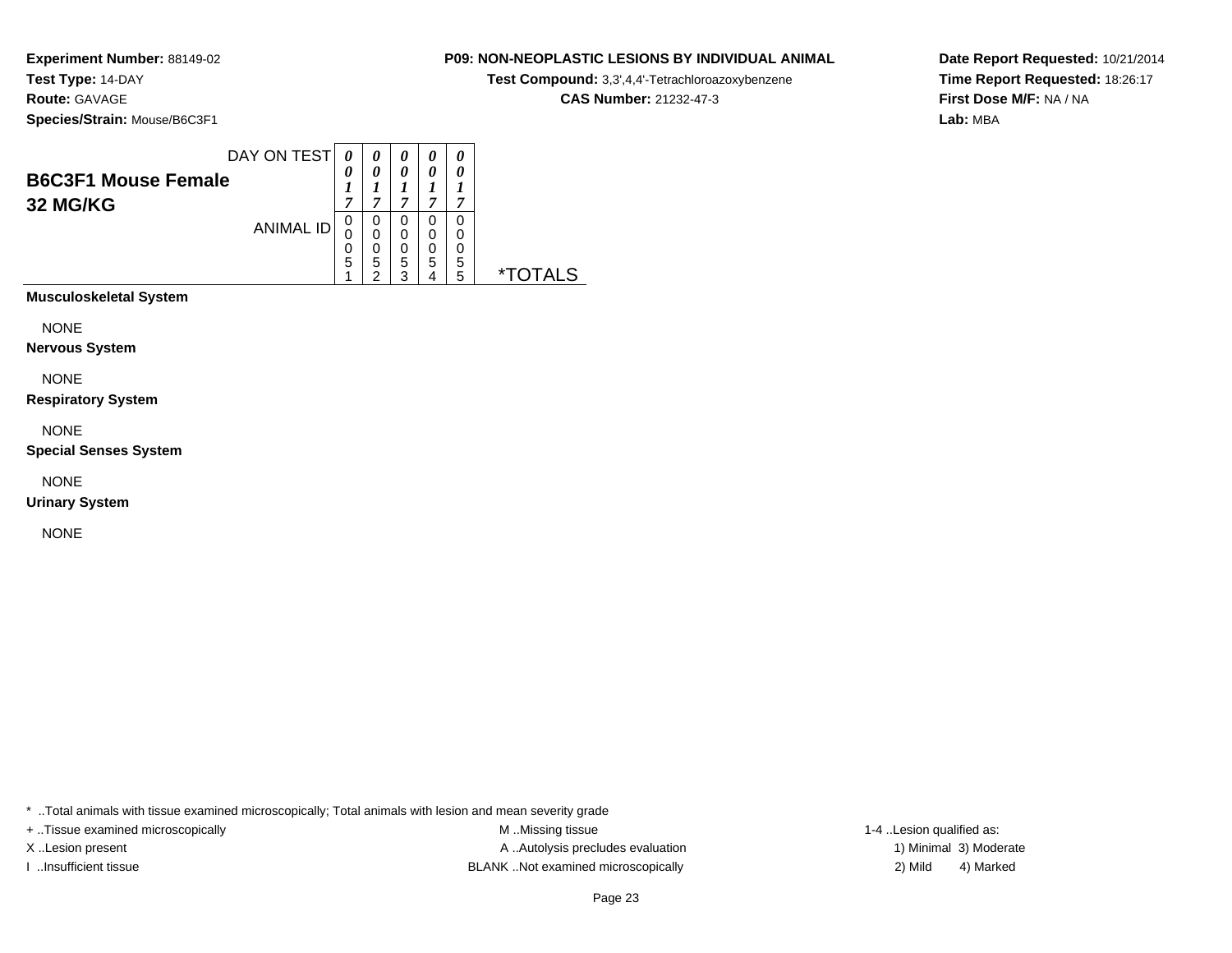**Experiment Number:** 88149-02
**Test Type:** 14-DAY
**Route:** GAVAGE
**Species/Strain:** Mouse/B6C3F1

**P09: NON-NEOPLASTIC LESIONS BY INDIVIDUAL ANIMAL**
**Test Compound:** 3,3',4,4'-Tetrachloroazoxybenzene
**CAS Number:** 21232-47-3

**Date Report Requested:** 10/21/2014
**Time Report Requested:** 18:26:17
**First Dose M/F:** NA / NA
**Lab:** MBA

| **B6C3F1 Mouse Female**<br>**32 MG/KG** | | | | | | |
|---|---|---|---|---|---|---|
| DAY ON TEST | 0017 | 0017 | 0017 | 0017 | 0017 | |
| ANIMAL ID | 00051 | 00052 | 00053 | 00054 | 00055 | *TOTALS |
| **Musculoskeletal System** | | | | | | |
| NONE | | | | | | |
| **Nervous System** | | | | | | |
| NONE | | | | | | |
| **Respiratory System** | | | | | | |
| NONE | | | | | | |
| **Special Senses System** | | | | | | |
| NONE | | | | | | |
| **Urinary System** | | | | | | |
| NONE | | | | | | |

* ..Total animals with tissue examined microscopically; Total animals with lesion and mean severity grade

+ ..Tissue examined microscopically
X ..Lesion present
I ..Insufficient tissue

M ..Missing tissue
A ..Autolysis precludes evaluation
BLANK ..Not examined microscopically

1-4 ..Lesion qualified as:
1) Minimal 3) Moderate
2) Mild 4) Marked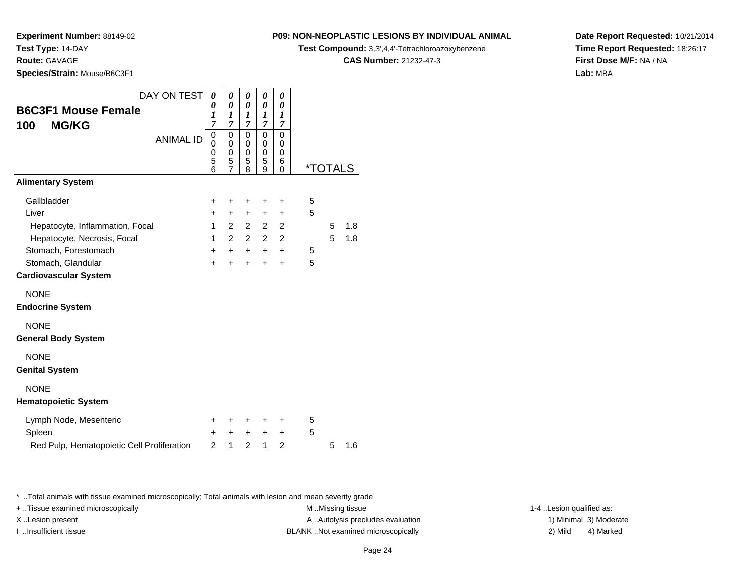**Experiment Number:** 88149-02
**Test Type:** 14-DAY
**Route:** GAVAGE
**Species/Strain:** Mouse/B6C3F1

**P09: NON-NEOPLASTIC LESIONS BY INDIVIDUAL ANIMAL**
**Test Compound:** 3,3',4,4'-Tetrachloroazoxybenzene
**CAS Number:** 21232-47-3

**Date Report Requested:** 10/21/2014
**Time Report Requested:** 18:26:17
**First Dose M/F:** NA / NA
**Lab:** MBA

## B6C3F1 Mouse Female 100 MG/KG

| DAY ON TEST | 0017 | 0017 | 0017 | 0017 | 0017 | | |
|---|---|---|---|---|---|---|---|
| ANIMAL ID | 00056 | 00057 | 00058 | 00059 | 00060 | *TOTALS | |
| **Alimentary System** | | | | | | | |
| Gallbladder | + | + | + | + | + | 5 | |
| Liver | + | + | + | + | + | 5 | |
| Hepatocyte, Inflammation, Focal | 1 | 2 | 2 | 2 | 2 | 5 | 1.8 |
| Hepatocyte, Necrosis, Focal | 1 | 2 | 2 | 2 | 2 | 5 | 1.8 |
| Stomach, Forestomach | + | + | + | + | + | 5 | |
| Stomach, Glandular | + | + | + | + | + | 5 | |
| **Cardiovascular System** | | | | | | | |
| NONE | | | | | | | |
| **Endocrine System** | | | | | | | |
| NONE | | | | | | | |
| **General Body System** | | | | | | | |
| NONE | | | | | | | |
| **Genital System** | | | | | | | |
| NONE | | | | | | | |
| **Hematopoietic System** | | | | | | | |
| Lymph Node, Mesenteric | + | + | + | + | + | 5 | |
| Spleen | + | + | + | + | + | 5 | |
| Red Pulp, Hematopoietic Cell Proliferation | 2 | 1 | 2 | 1 | 2 | 5 | 1.6 |

* ..Total animals with tissue examined microscopically; Total animals with lesion and mean severity grade
+ ..Tissue examined microscopically
X ..Lesion present
I ..Insufficient tissue
M ..Missing tissue
A ..Autolysis precludes evaluation
BLANK ..Not examined microscopically
1-4 ..Lesion qualified as: 1) Minimal 2) Mild 3) Moderate 4) Marked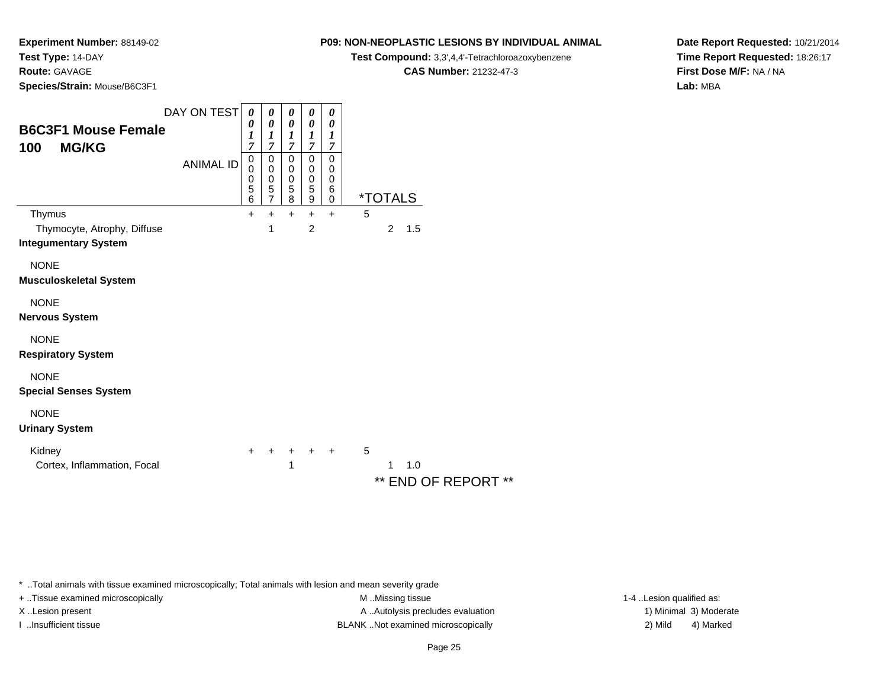**Experiment Number:** 88149-02
**Test Type:** 14-DAY
**Route:** GAVAGE
**Species/Strain:** Mouse/B6C3F1

**P09: NON-NEOPLASTIC LESIONS BY INDIVIDUAL ANIMAL**
**Test Compound:** 3,3',4,4'-Tetrachloroazoxybenzene
**CAS Number:** 21232-47-3

**Date Report Requested:** 10/21/2014
**Time Report Requested:** 18:26:17
**First Dose M/F:** NA / NA
**Lab:** MBA

## B6C3F1 Mouse Female
## 100 MG/KG

| DAY ON TEST | 0017 | 0017 | 0017 | 0017 | 0017 | | |
|---|---|---|---|---|---|---|---|
| ANIMAL ID | 00056 | 00057 | 00058 | 00059 | 00060 | *TOTALS | |
| Thymus | + | + | + | + | + | 5 | |
| Thymocyte, Atrophy, Diffuse | | 1 | | 2 | | 2 | 1.5 |
| **Integumentary System** | | | | | | | |
| NONE | | | | | | | |
| **Musculoskeletal System** | | | | | | | |
| NONE | | | | | | | |
| **Nervous System** | | | | | | | |
| NONE | | | | | | | |
| **Respiratory System** | | | | | | | |
| NONE | | | | | | | |
| **Special Senses System** | | | | | | | |
| NONE | | | | | | | |
| **Urinary System** | | | | | | | |
| Kidney | + | + | + | + | + | 5 | |
| Cortex, Inflammation, Focal | | | 1 | | | 1 | 1.0 |

** END OF REPORT **

* ..Total animals with tissue examined microscopically; Total animals with lesion and mean severity grade
+ ..Tissue examined microscopically
X ..Lesion present
I ..Insufficient tissue

M ..Missing tissue
A ..Autolysis precludes evaluation
BLANK ..Not examined microscopically

1-4 ..Lesion qualified as:
1) Minimal 3) Moderate
2) Mild 4) Marked